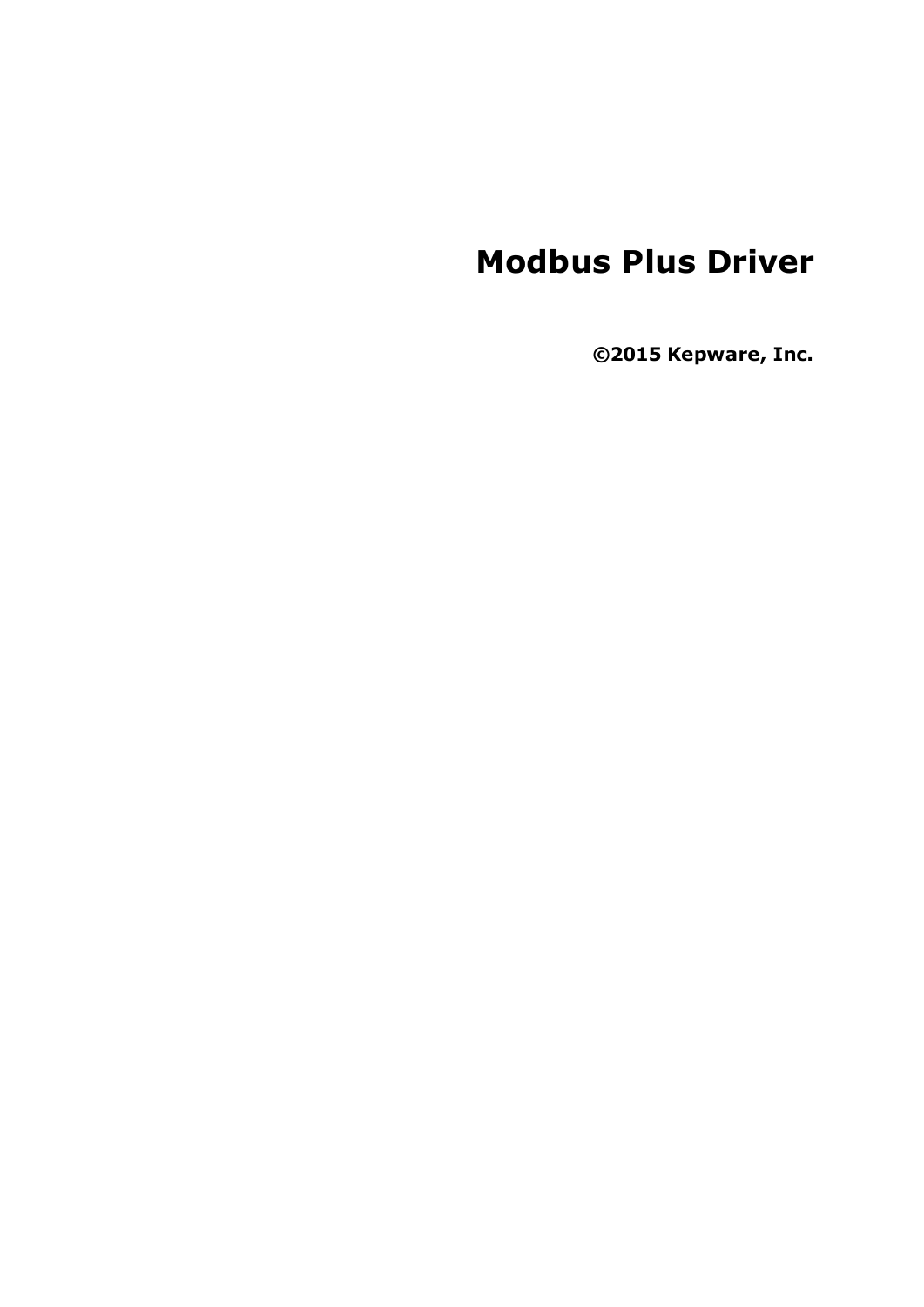# Modbus Plus Driver

**©2015 Kepware, Inc.**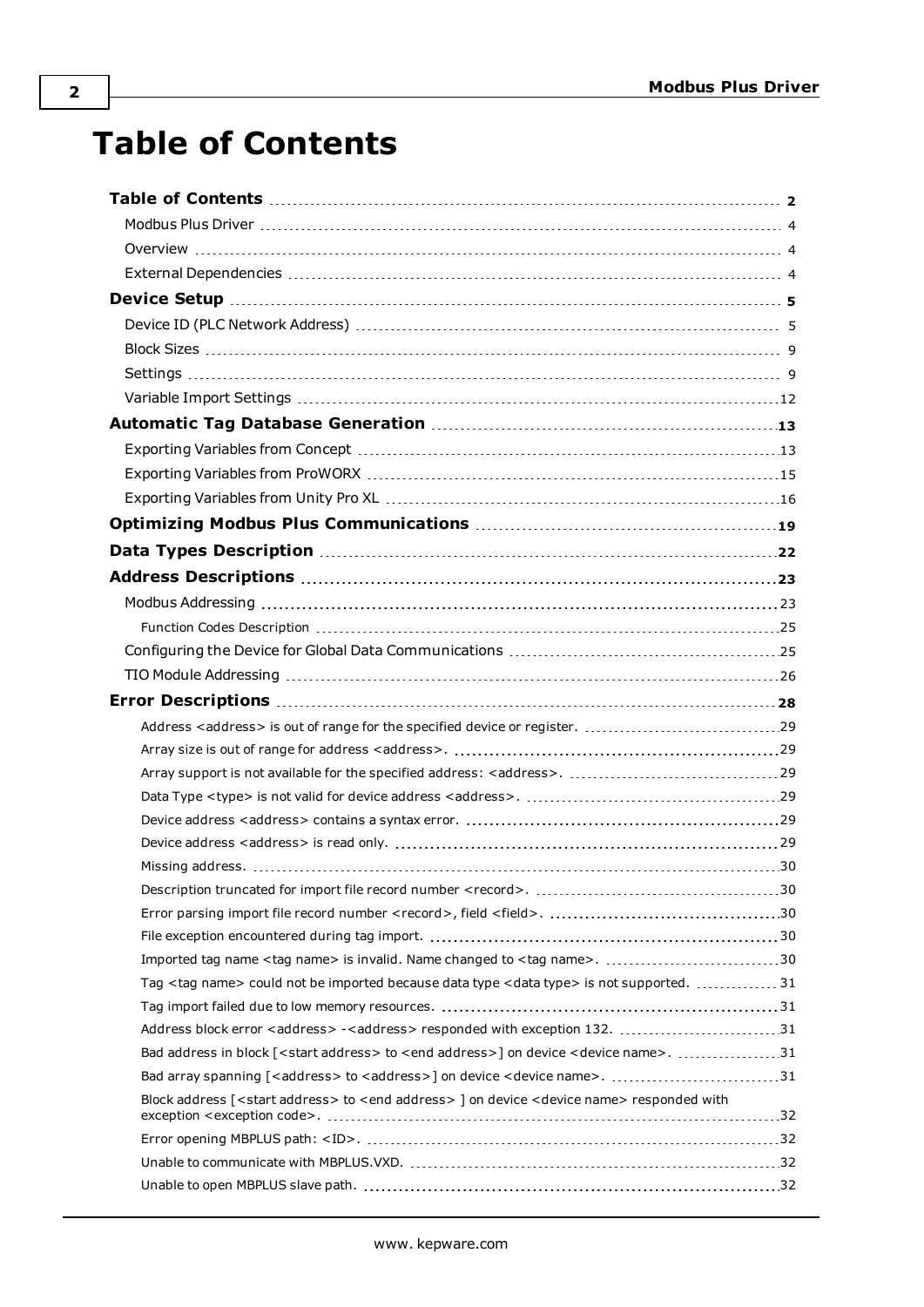# Table of Contents

**Table of Contents** ..... 2

Modbus Plus Driver ..... 4

Overview ..... 4

External Dependencies ..... 4

**Device Setup** ..... 5

Device ID (PLC Network Address) ..... 5

Block Sizes ..... 9

Settings ..... 9

Variable Import Settings ..... 12

**Automatic Tag Database Generation** ..... 13

Exporting Variables from Concept ..... 13

Exporting Variables from ProWORX ..... 15

Exporting Variables from Unity Pro XL ..... 16

**Optimizing Modbus Plus Communications** ..... 19

**Data Types Description** ..... 22

**Address Descriptions** ..... 23

Modbus Addressing ..... 23

Function Codes Description ..... 25

Configuring the Device for Global Data Communications ..... 25

TIO Module Addressing ..... 26

**Error Descriptions** ..... 28

Address <address> is out of range for the specified device or register. ..... 29

Array size is out of range for address <address>. ..... 29

Array support is not available for the specified address: <address>. ..... 29

Data Type <type> is not valid for device address <address>. ..... 29

Device address <address> contains a syntax error. ..... 29

Device address <address> is read only. ..... 29

Missing address. ..... 30

Description truncated for import file record number <record>. ..... 30

Error parsing import file record number <record>, field <field>. ..... 30

File exception encountered during tag import. ..... 30

Imported tag name <tag name> is invalid. Name changed to <tag name>. ..... 30

Tag <tag name> could not be imported because data type <data type> is not supported. ..... 31

Tag import failed due to low memory resources. ..... 31

Address block error <address> -<address> responded with exception 132. ..... 31

Bad address in block [<start address> to <end address>] on device <device name>. ..... 31

Bad array spanning [<address> to <address>] on device <device name>. ..... 31

Block address [<start address> to <end address> ] on device <device name> responded with exception <exception code>. ..... 32

Error opening MBPLUS path: <ID>. ..... 32

Unable to communicate with MBPLUS.VXD. ..... 32

Unable to open MBPLUS slave path. ..... 32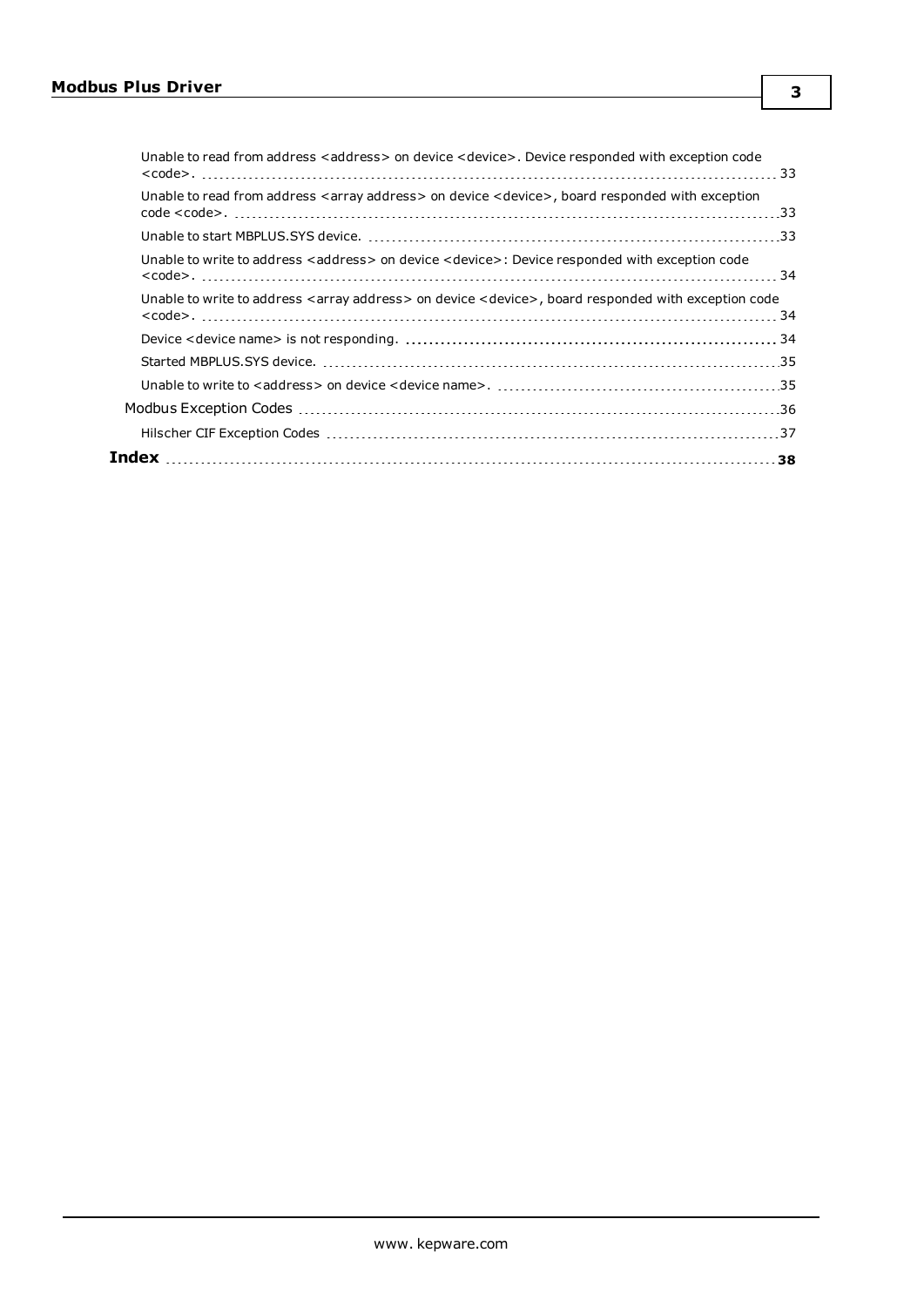Unable to read from address <address> on device <device>. Device responded with exception code <code>. 33

Unable to read from address <array address> on device <device>, board responded with exception code <code>. 33

Unable to start MBPLUS.SYS device. 33

Unable to write to address <address> on device <device>: Device responded with exception code <code>. 34

Unable to write to address <array address> on device <device>, board responded with exception code <code>. 34

Device <device name> is not responding. 34

Started MBPLUS.SYS device. 35

Unable to write to <address> on device <device name>. 35

Modbus Exception Codes 36

Hilscher CIF Exception Codes 37

**Index** 38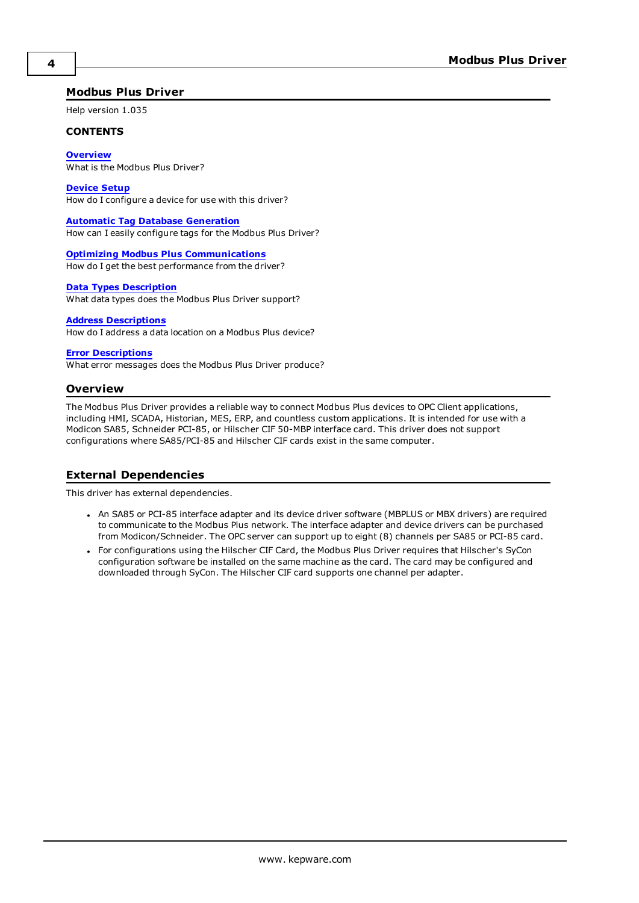# Modbus Plus Driver

Help version 1.035

**CONTENTS**

**Overview**
What is the Modbus Plus Driver?

**Device Setup**
How do I configure a device for use with this driver?

**Automatic Tag Database Generation**
How can I easily configure tags for the Modbus Plus Driver?

**Optimizing Modbus Plus Communications**
How do I get the best performance from the driver?

**Data Types Description**
What data types does the Modbus Plus Driver support?

**Address Descriptions**
How do I address a data location on a Modbus Plus device?

**Error Descriptions**
What error messages does the Modbus Plus Driver produce?

## Overview

The Modbus Plus Driver provides a reliable way to connect Modbus Plus devices to OPC Client applications, including HMI, SCADA, Historian, MES, ERP, and countless custom applications. It is intended for use with a Modicon SA85, Schneider PCI-85, or Hilscher CIF 50-MBP interface card. This driver does not support configurations where SA85/PCI-85 and Hilscher CIF cards exist in the same computer.

## External Dependencies

This driver has external dependencies.

- An SA85 or PCI-85 interface adapter and its device driver software (MBPLUS or MBX drivers) are required to communicate to the Modbus Plus network. The interface adapter and device drivers can be purchased from Modicon/Schneider. The OPC server can support up to eight (8) channels per SA85 or PCI-85 card.
- For configurations using the Hilscher CIF Card, the Modbus Plus Driver requires that Hilscher's SyCon configuration software be installed on the same machine as the card. The card may be configured and downloaded through SyCon. The Hilscher CIF card supports one channel per adapter.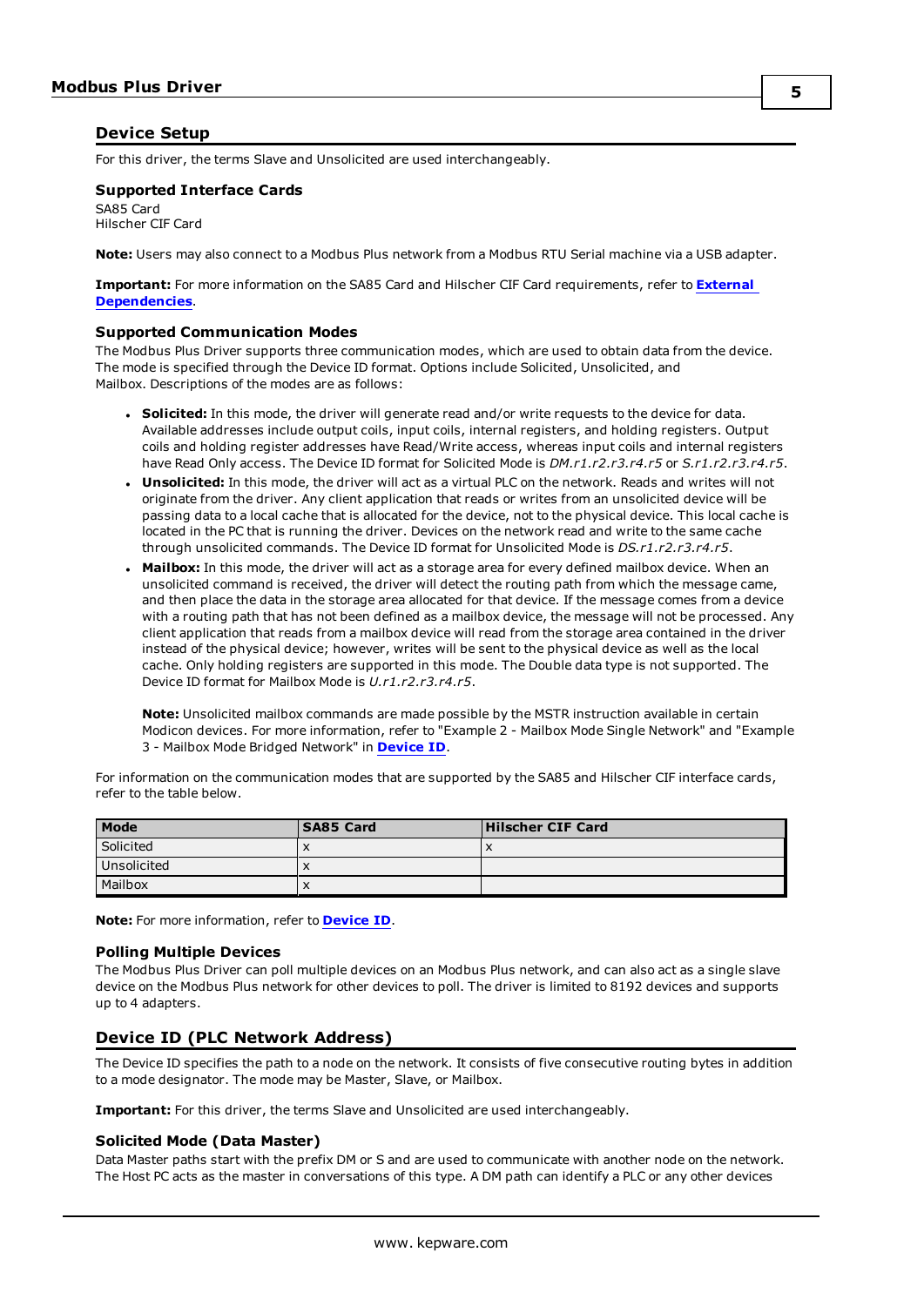## Device Setup

For this driver, the terms Slave and Unsolicited are used interchangeably.

### Supported Interface Cards

SA85 Card
Hilscher CIF Card

**Note:** Users may also connect to a Modbus Plus network from a Modbus RTU Serial machine via a USB adapter.

**Important:** For more information on the SA85 Card and Hilscher CIF Card requirements, refer to **External Dependencies**.

### Supported Communication Modes

The Modbus Plus Driver supports three communication modes, which are used to obtain data from the device. The mode is specified through the Device ID format. Options include Solicited, Unsolicited, and Mailbox. Descriptions of the modes are as follows:

- **Solicited:** In this mode, the driver will generate read and/or write requests to the device for data. Available addresses include output coils, input coils, internal registers, and holding registers. Output coils and holding register addresses have Read/Write access, whereas input coils and internal registers have Read Only access. The Device ID format for Solicited Mode is *DM.r1.r2.r3.r4.r5* or *S.r1.r2.r3.r4.r5*.
- **Unsolicited:** In this mode, the driver will act as a virtual PLC on the network. Reads and writes will not originate from the driver. Any client application that reads or writes from an unsolicited device will be passing data to a local cache that is allocated for the device, not to the physical device. This local cache is located in the PC that is running the driver. Devices on the network read and write to the same cache through unsolicited commands. The Device ID format for Unsolicited Mode is *DS.r1.r2.r3.r4.r5*.
- **Mailbox:** In this mode, the driver will act as a storage area for every defined mailbox device. When an unsolicited command is received, the driver will detect the routing path from which the message came, and then place the data in the storage area allocated for that device. If the message comes from a device with a routing path that has not been defined as a mailbox device, the message will not be processed. Any client application that reads from a mailbox device will read from the storage area contained in the driver instead of the physical device; however, writes will be sent to the physical device as well as the local cache. Only holding registers are supported in this mode. The Double data type is not supported. The Device ID format for Mailbox Mode is *U.r1.r2.r3.r4.r5*.

  **Note:** Unsolicited mailbox commands are made possible by the MSTR instruction available in certain Modicon devices. For more information, refer to "Example 2 - Mailbox Mode Single Network" and "Example 3 - Mailbox Mode Bridged Network" in **Device ID**.

For information on the communication modes that are supported by the SA85 and Hilscher CIF interface cards, refer to the table below.

| Mode | SA85 Card | Hilscher CIF Card |
|---|---|---|
| Solicited | x | x |
| Unsolicited | x | |
| Mailbox | x | |

**Note:** For more information, refer to **Device ID**.

### Polling Multiple Devices

The Modbus Plus Driver can poll multiple devices on an Modbus Plus network, and can also act as a single slave device on the Modbus Plus network for other devices to poll. The driver is limited to 8192 devices and supports up to 4 adapters.

## Device ID (PLC Network Address)

The Device ID specifies the path to a node on the network. It consists of five consecutive routing bytes in addition to a mode designator. The mode may be Master, Slave, or Mailbox.

**Important:** For this driver, the terms Slave and Unsolicited are used interchangeably.

### Solicited Mode (Data Master)

Data Master paths start with the prefix DM or S and are used to communicate with another node on the network. The Host PC acts as the master in conversations of this type. A DM path can identify a PLC or any other devices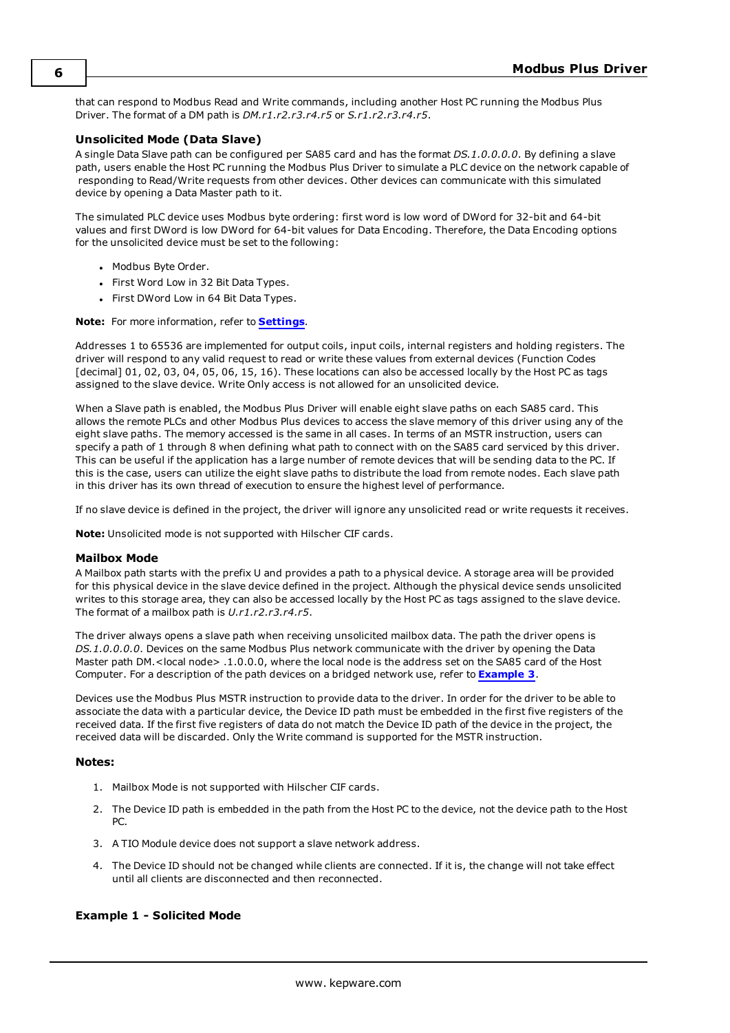that can respond to Modbus Read and Write commands, including another Host PC running the Modbus Plus Driver. The format of a DM path is *DM.r1.r2.r3.r4.r5* or *S.r1.r2.r3.r4.r5*.

### Unsolicited Mode (Data Slave)

A single Data Slave path can be configured per SA85 card and has the format *DS.1.0.0.0.0*. By defining a slave path, users enable the Host PC running the Modbus Plus Driver to simulate a PLC device on the network capable of responding to Read/Write requests from other devices. Other devices can communicate with this simulated device by opening a Data Master path to it.

The simulated PLC device uses Modbus byte ordering: first word is low word of DWord for 32-bit and 64-bit values and first DWord is low DWord for 64-bit values for Data Encoding. Therefore, the Data Encoding options for the unsolicited device must be set to the following:

- Modbus Byte Order.
- First Word Low in 32 Bit Data Types.
- First DWord Low in 64 Bit Data Types.

**Note:** For more information, refer to **Settings**.

Addresses 1 to 65536 are implemented for output coils, input coils, internal registers and holding registers. The driver will respond to any valid request to read or write these values from external devices (Function Codes [decimal] 01, 02, 03, 04, 05, 06, 15, 16). These locations can also be accessed locally by the Host PC as tags assigned to the slave device. Write Only access is not allowed for an unsolicited device.

When a Slave path is enabled, the Modbus Plus Driver will enable eight slave paths on each SA85 card. This allows the remote PLCs and other Modbus Plus devices to access the slave memory of this driver using any of the eight slave paths. The memory accessed is the same in all cases. In terms of an MSTR instruction, users can specify a path of 1 through 8 when defining what path to connect with on the SA85 card serviced by this driver. This can be useful if the application has a large number of remote devices that will be sending data to the PC. If this is the case, users can utilize the eight slave paths to distribute the load from remote nodes. Each slave path in this driver has its own thread of execution to ensure the highest level of performance.

If no slave device is defined in the project, the driver will ignore any unsolicited read or write requests it receives.

**Note:** Unsolicited mode is not supported with Hilscher CIF cards.

### Mailbox Mode

A Mailbox path starts with the prefix U and provides a path to a physical device. A storage area will be provided for this physical device in the slave device defined in the project. Although the physical device sends unsolicited writes to this storage area, they can also be accessed locally by the Host PC as tags assigned to the slave device. The format of a mailbox path is *U.r1.r2.r3.r4.r5*.

The driver always opens a slave path when receiving unsolicited mailbox data. The path the driver opens is *DS.1.0.0.0.0*. Devices on the same Modbus Plus network communicate with the driver by opening the Data Master path DM.<local node> .1.0.0.0, where the local node is the address set on the SA85 card of the Host Computer. For a description of the path devices on a bridged network use, refer to **Example 3**.

Devices use the Modbus Plus MSTR instruction to provide data to the driver. In order for the driver to be able to associate the data with a particular device, the Device ID path must be embedded in the first five registers of the received data. If the first five registers of data do not match the Device ID path of the device in the project, the received data will be discarded. Only the Write command is supported for the MSTR instruction.

#### Notes:

1. Mailbox Mode is not supported with Hilscher CIF cards.
2. The Device ID path is embedded in the path from the Host PC to the device, not the device path to the Host PC.
3. A TIO Module device does not support a slave network address.
4. The Device ID should not be changed while clients are connected. If it is, the change will not take effect until all clients are disconnected and then reconnected.

### Example 1 - Solicited Mode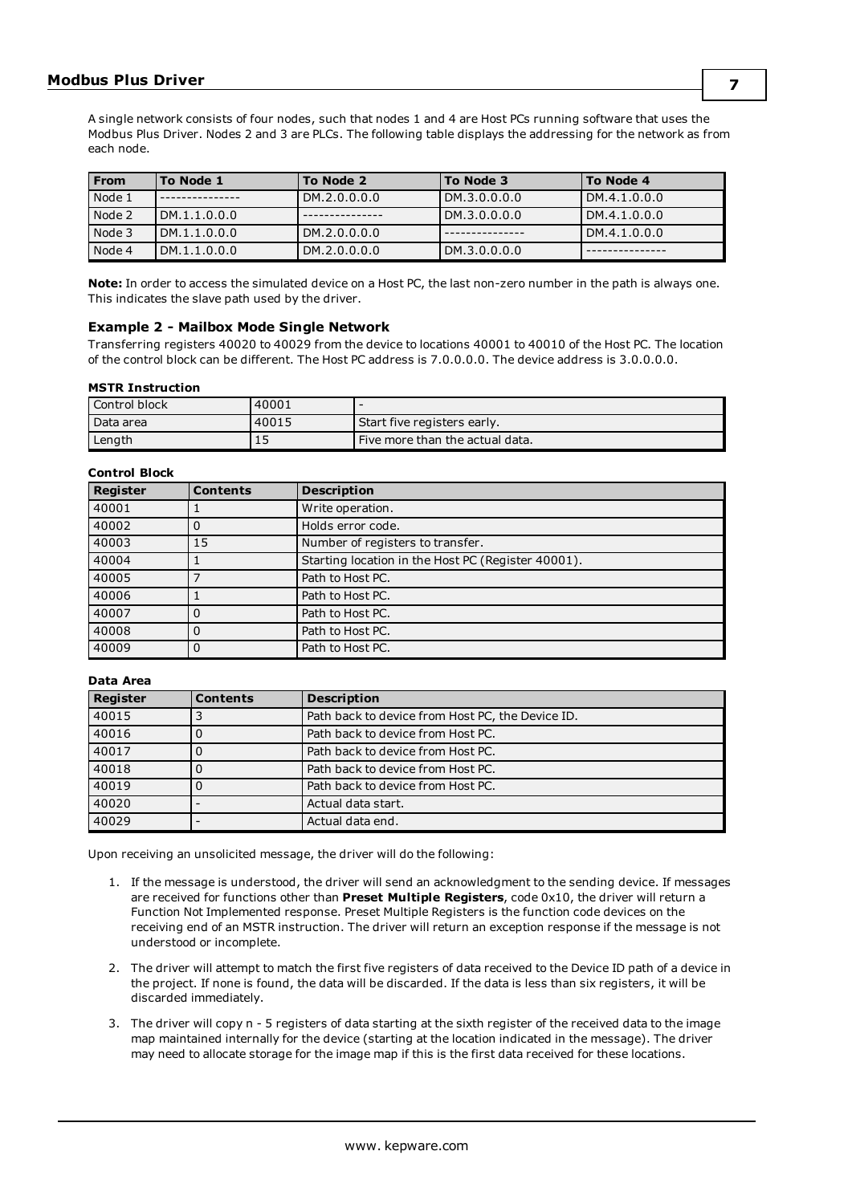A single network consists of four nodes, such that nodes 1 and 4 are Host PCs running software that uses the Modbus Plus Driver. Nodes 2 and 3 are PLCs. The following table displays the addressing for the network as from each node.

| From | To Node 1 | To Node 2 | To Node 3 | To Node 4 |
|---|---|---|---|---|
| Node 1 | --------------- | DM.2.0.0.0.0 | DM.3.0.0.0.0 | DM.4.1.0.0.0 |
| Node 2 | DM.1.1.0.0.0 | --------------- | DM.3.0.0.0.0 | DM.4.1.0.0.0 |
| Node 3 | DM.1.1.0.0.0 | DM.2.0.0.0.0 | --------------- | DM.4.1.0.0.0 |
| Node 4 | DM.1.1.0.0.0 | DM.2.0.0.0.0 | DM.3.0.0.0.0 | --------------- |

**Note:** In order to access the simulated device on a Host PC, the last non-zero number in the path is always one. This indicates the slave path used by the driver.

### Example 2 - Mailbox Mode Single Network

Transferring registers 40020 to 40029 from the device to locations 40001 to 40010 of the Host PC. The location of the control block can be different. The Host PC address is 7.0.0.0.0. The device address is 3.0.0.0.0.

#### MSTR Instruction

| | | |
|---|---|---|
| Control block | 40001 | - |
| Data area | 40015 | Start five registers early. |
| Length | 15 | Five more than the actual data. |

#### Control Block

| Register | Contents | Description |
|---|---|---|
| 40001 | 1 | Write operation. |
| 40002 | 0 | Holds error code. |
| 40003 | 15 | Number of registers to transfer. |
| 40004 | 1 | Starting location in the Host PC (Register 40001). |
| 40005 | 7 | Path to Host PC. |
| 40006 | 1 | Path to Host PC. |
| 40007 | 0 | Path to Host PC. |
| 40008 | 0 | Path to Host PC. |
| 40009 | 0 | Path to Host PC. |

#### Data Area

| Register | Contents | Description |
|---|---|---|
| 40015 | 3 | Path back to device from Host PC, the Device ID. |
| 40016 | 0 | Path back to device from Host PC. |
| 40017 | 0 | Path back to device from Host PC. |
| 40018 | 0 | Path back to device from Host PC. |
| 40019 | 0 | Path back to device from Host PC. |
| 40020 | - | Actual data start. |
| 40029 | - | Actual data end. |

Upon receiving an unsolicited message, the driver will do the following:

1. If the message is understood, the driver will send an acknowledgment to the sending device. If messages are received for functions other than **Preset Multiple Registers**, code 0x10, the driver will return a Function Not Implemented response. Preset Multiple Registers is the function code devices on the receiving end of an MSTR instruction. The driver will return an exception response if the message is not understood or incomplete.
2. The driver will attempt to match the first five registers of data received to the Device ID path of a device in the project. If none is found, the data will be discarded. If the data is less than six registers, it will be discarded immediately.
3. The driver will copy n - 5 registers of data starting at the sixth register of the received data to the image map maintained internally for the device (starting at the location indicated in the message). The driver may need to allocate storage for the image map if this is the first data received for these locations.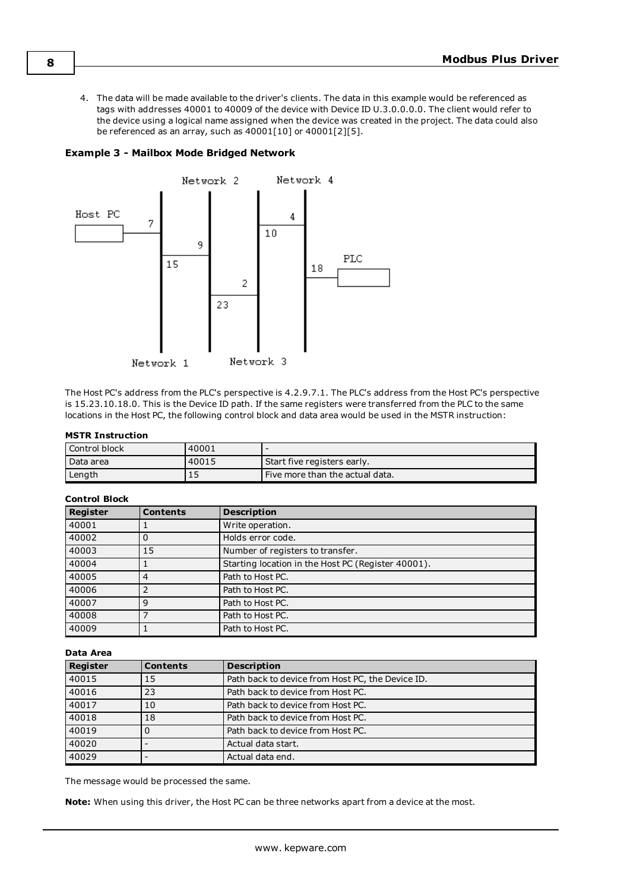4. The data will be made available to the driver's clients. The data in this example would be referenced as tags with addresses 40001 to 40009 of the device with Device ID U.3.0.0.0.0. The client would refer to the device using a logical name assigned when the device was created in the project. The data could also be referenced as an array, such as 40001[10] or 40001[2][5].

### Example 3 - Mailbox Mode Bridged Network

The Host PC's address from the PLC's perspective is 4.2.9.7.1. The PLC's address from the Host PC's perspective is 15.23.10.18.0. This is the Device ID path. If the same registers were transferred from the PLC to the same locations in the Host PC, the following control block and data area would be used in the MSTR instruction:

**MSTR Instruction**

| Control block | 40001 | - |
|---|---|---|
| Data area | 40015 | Start five registers early. |
| Length | 15 | Five more than the actual data. |

**Control Block**

| Register | Contents | Description |
|---|---|---|
| 40001 | 1 | Write operation. |
| 40002 | 0 | Holds error code. |
| 40003 | 15 | Number of registers to transfer. |
| 40004 | 1 | Starting location in the Host PC (Register 40001). |
| 40005 | 4 | Path to Host PC. |
| 40006 | 2 | Path to Host PC. |
| 40007 | 9 | Path to Host PC. |
| 40008 | 7 | Path to Host PC. |
| 40009 | 1 | Path to Host PC. |

**Data Area**

| Register | Contents | Description |
|---|---|---|
| 40015 | 15 | Path back to device from Host PC, the Device ID. |
| 40016 | 23 | Path back to device from Host PC. |
| 40017 | 10 | Path back to device from Host PC. |
| 40018 | 18 | Path back to device from Host PC. |
| 40019 | 0 | Path back to device from Host PC. |
| 40020 | - | Actual data start. |
| 40029 | - | Actual data end. |

The message would be processed the same.

**Note:** When using this driver, the Host PC can be three networks apart from a device at the most.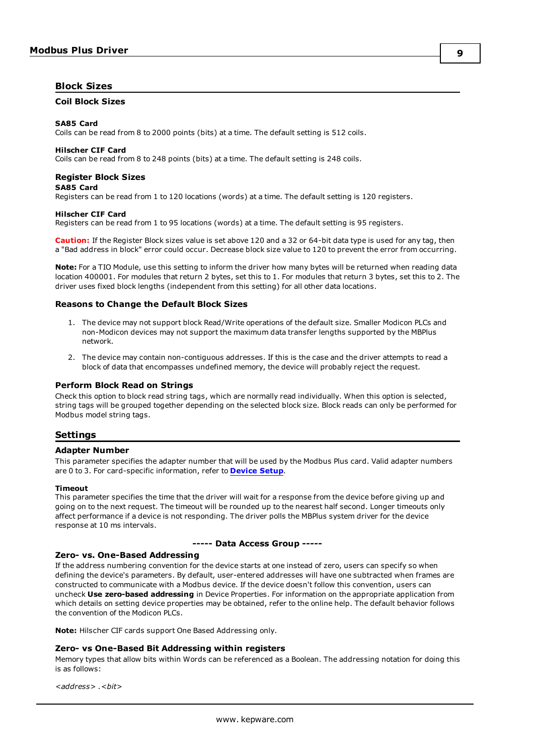## Block Sizes

### Coil Block Sizes

**SA85 Card**
Coils can be read from 8 to 2000 points (bits) at a time. The default setting is 512 coils.

**Hilscher CIF Card**
Coils can be read from 8 to 248 points (bits) at a time. The default setting is 248 coils.

### Register Block Sizes

**SA85 Card**
Registers can be read from 1 to 120 locations (words) at a time. The default setting is 120 registers.

**Hilscher CIF Card**
Registers can be read from 1 to 95 locations (words) at a time. The default setting is 95 registers.

**Caution:** If the Register Block sizes value is set above 120 and a 32 or 64-bit data type is used for any tag, then a "Bad address in block" error could occur. Decrease block size value to 120 to prevent the error from occurring.

**Note:** For a TIO Module, use this setting to inform the driver how many bytes will be returned when reading data location 400001. For modules that return 2 bytes, set this to 1. For modules that return 3 bytes, set this to 2. The driver uses fixed block lengths (independent from this setting) for all other data locations.

### Reasons to Change the Default Block Sizes

1. The device may not support block Read/Write operations of the default size. Smaller Modicon PLCs and non-Modicon devices may not support the maximum data transfer lengths supported by the MBPlus network.
2. The device may contain non-contiguous addresses. If this is the case and the driver attempts to read a block of data that encompasses undefined memory, the device will probably reject the request.

### Perform Block Read on Strings

Check this option to block read string tags, which are normally read individually. When this option is selected, string tags will be grouped together depending on the selected block size. Block reads can only be performed for Modbus model string tags.

## Settings

### Adapter Number

This parameter specifies the adapter number that will be used by the Modbus Plus card. Valid adapter numbers are 0 to 3. For card-specific information, refer to **Device Setup**.

**Timeout**
This parameter specifies the time that the driver will wait for a response from the device before giving up and going on to the next request. The timeout will be rounded up to the nearest half second. Longer timeouts only affect performance if a device is not responding. The driver polls the MBPlus system driver for the device response at 10 ms intervals.

**----- Data Access Group -----**

### Zero- vs. One-Based Addressing

If the address numbering convention for the device starts at one instead of zero, users can specify so when defining the device's parameters. By default, user-entered addresses will have one subtracted when frames are constructed to communicate with a Modbus device. If the device doesn't follow this convention, users can uncheck **Use zero-based addressing** in Device Properties. For information on the appropriate application from which details on setting device properties may be obtained, refer to the online help. The default behavior follows the convention of the Modicon PLCs.

**Note:** Hilscher CIF cards support One Based Addressing only.

### Zero- vs One-Based Bit Addressing within registers

Memory types that allow bits within Words can be referenced as a Boolean. The addressing notation for doing this is as follows:

*<address> .<bit>*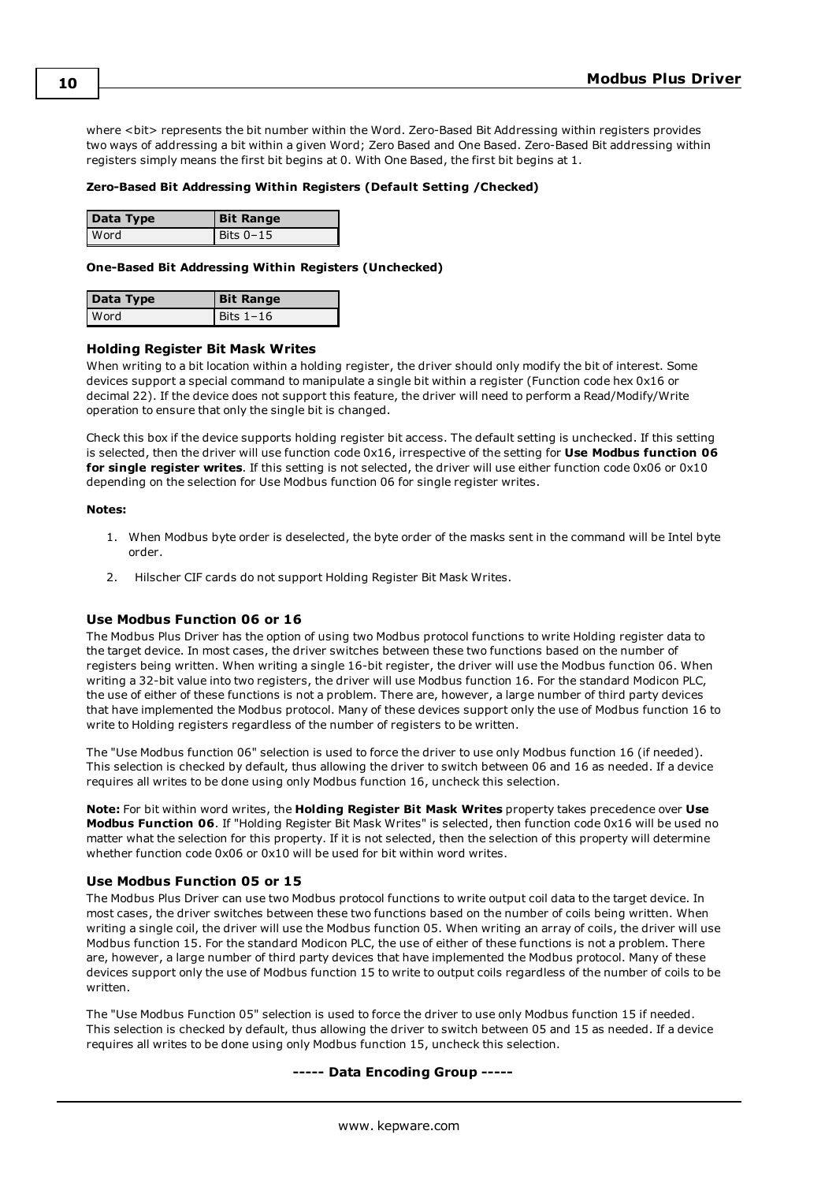where <bit> represents the bit number within the Word. Zero-Based Bit Addressing within registers provides two ways of addressing a bit within a given Word; Zero Based and One Based. Zero-Based Bit addressing within registers simply means the first bit begins at 0. With One Based, the first bit begins at 1.

**Zero-Based Bit Addressing Within Registers (Default Setting /Checked)**

| Data Type | Bit Range |
| --- | --- |
| Word | Bits 0–15 |

**One-Based Bit Addressing Within Registers (Unchecked)**

| Data Type | Bit Range |
| --- | --- |
| Word | Bits 1–16 |

### Holding Register Bit Mask Writes

When writing to a bit location within a holding register, the driver should only modify the bit of interest. Some devices support a special command to manipulate a single bit within a register (Function code hex 0x16 or decimal 22). If the device does not support this feature, the driver will need to perform a Read/Modify/Write operation to ensure that only the single bit is changed.

Check this box if the device supports holding register bit access. The default setting is unchecked. If this setting is selected, then the driver will use function code 0x16, irrespective of the setting for **Use Modbus function 06 for single register writes**. If this setting is not selected, the driver will use either function code 0x06 or 0x10 depending on the selection for Use Modbus function 06 for single register writes.

**Notes:**

1. When Modbus byte order is deselected, the byte order of the masks sent in the command will be Intel byte order.
2. Hilscher CIF cards do not support Holding Register Bit Mask Writes.

### Use Modbus Function 06 or 16

The Modbus Plus Driver has the option of using two Modbus protocol functions to write Holding register data to the target device. In most cases, the driver switches between these two functions based on the number of registers being written. When writing a single 16-bit register, the driver will use the Modbus function 06. When writing a 32-bit value into two registers, the driver will use Modbus function 16. For the standard Modicon PLC, the use of either of these functions is not a problem. There are, however, a large number of third party devices that have implemented the Modbus protocol. Many of these devices support only the use of Modbus function 16 to write to Holding registers regardless of the number of registers to be written.

The "Use Modbus function 06" selection is used to force the driver to use only Modbus function 16 (if needed). This selection is checked by default, thus allowing the driver to switch between 06 and 16 as needed. If a device requires all writes to be done using only Modbus function 16, uncheck this selection.

**Note:** For bit within word writes, the **Holding Register Bit Mask Writes** property takes precedence over **Use Modbus Function 06**. If "Holding Register Bit Mask Writes" is selected, then function code 0x16 will be used no matter what the selection for this property. If it is not selected, then the selection of this property will determine whether function code 0x06 or 0x10 will be used for bit within word writes.

### Use Modbus Function 05 or 15

The Modbus Plus Driver can use two Modbus protocol functions to write output coil data to the target device. In most cases, the driver switches between these two functions based on the number of coils being written. When writing a single coil, the driver will use the Modbus function 05. When writing an array of coils, the driver will use Modbus function 15. For the standard Modicon PLC, the use of either of these functions is not a problem. There are, however, a large number of third party devices that have implemented the Modbus protocol. Many of these devices support only the use of Modbus function 15 to write to output coils regardless of the number of coils to be written.

The "Use Modbus Function 05" selection is used to force the driver to use only Modbus function 15 if needed. This selection is checked by default, thus allowing the driver to switch between 05 and 15 as needed. If a device requires all writes to be done using only Modbus function 15, uncheck this selection.

**----- Data Encoding Group -----**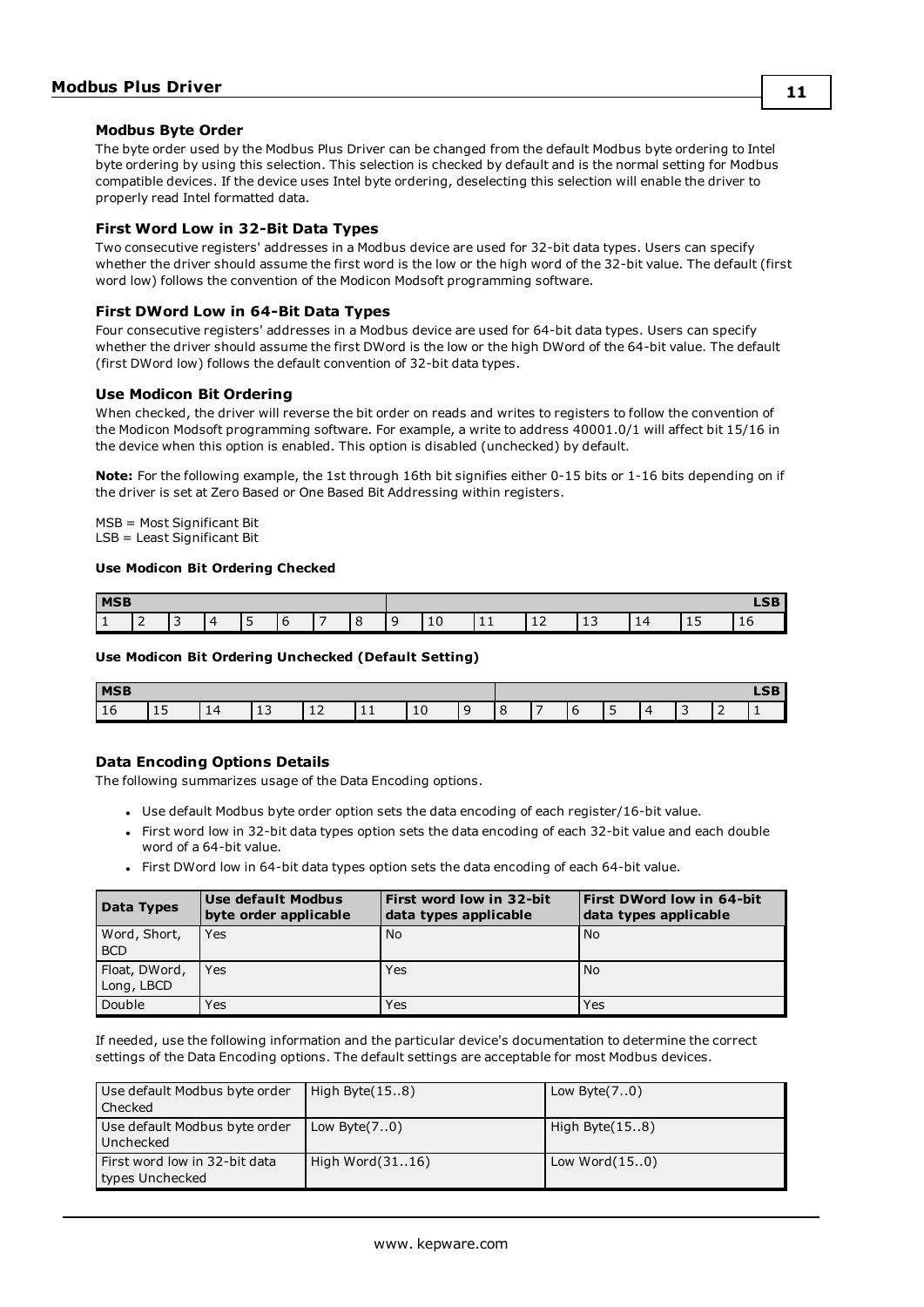### Modbus Byte Order

The byte order used by the Modbus Plus Driver can be changed from the default Modbus byte ordering to Intel byte ordering by using this selection. This selection is checked by default and is the normal setting for Modbus compatible devices. If the device uses Intel byte ordering, deselecting this selection will enable the driver to properly read Intel formatted data.

### First Word Low in 32-Bit Data Types

Two consecutive registers' addresses in a Modbus device are used for 32-bit data types. Users can specify whether the driver should assume the first word is the low or the high word of the 32-bit value. The default (first word low) follows the convention of the Modicon Modsoft programming software.

### First DWord Low in 64-Bit Data Types

Four consecutive registers' addresses in a Modbus device are used for 64-bit data types. Users can specify whether the driver should assume the first DWord is the low or the high DWord of the 64-bit value. The default (first DWord low) follows the default convention of 32-bit data types.

### Use Modicon Bit Ordering

When checked, the driver will reverse the bit order on reads and writes to registers to follow the convention of the Modicon Modsoft programming software. For example, a write to address 40001.0/1 will affect bit 15/16 in the device when this option is enabled. This option is disabled (unchecked) by default.

**Note:** For the following example, the 1st through 16th bit signifies either 0-15 bits or 1-16 bits depending on if the driver is set at Zero Based or One Based Bit Addressing within registers.

MSB = Most Significant Bit
LSB = Least Significant Bit

**Use Modicon Bit Ordering Checked**

| MSB | | | | | | | | | | | | | | | LSB |
|---|---|---|---|---|---|---|---|---|---|---|---|---|---|---|---|
| 1 | 2 | 3 | 4 | 5 | 6 | 7 | 8 | 9 | 10 | 11 | 12 | 13 | 14 | 15 | 16 |

**Use Modicon Bit Ordering Unchecked (Default Setting)**

| MSB | | | | | | | | | | | | | | | LSB |
|---|---|---|---|---|---|---|---|---|---|---|---|---|---|---|---|
| 16 | 15 | 14 | 13 | 12 | 11 | 10 | 9 | 8 | 7 | 6 | 5 | 4 | 3 | 2 | 1 |

### Data Encoding Options Details

The following summarizes usage of the Data Encoding options.

- Use default Modbus byte order option sets the data encoding of each register/16-bit value.
- First word low in 32-bit data types option sets the data encoding of each 32-bit value and each double word of a 64-bit value.
- First DWord low in 64-bit data types option sets the data encoding of each 64-bit value.

| Data Types | Use default Modbus byte order applicable | First word low in 32-bit data types applicable | First DWord low in 64-bit data types applicable |
|---|---|---|---|
| Word, Short, BCD | Yes | No | No |
| Float, DWord, Long, LBCD | Yes | Yes | No |
| Double | Yes | Yes | Yes |

If needed, use the following information and the particular device's documentation to determine the correct settings of the Data Encoding options. The default settings are acceptable for most Modbus devices.

| | | |
|---|---|---|
| Use default Modbus byte order Checked | High Byte(15..8) | Low Byte(7..0) |
| Use default Modbus byte order Unchecked | Low Byte(7..0) | High Byte(15..8) |
| First word low in 32-bit data types Unchecked | High Word(31..16) | Low Word(15..0) |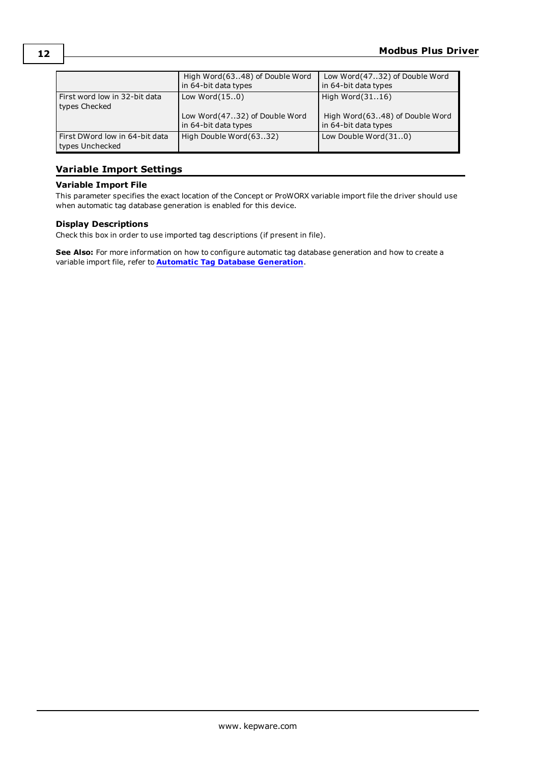| | High Word(63..48) of Double Word in 64-bit data types | Low Word(47..32) of Double Word in 64-bit data types |
|---|---|---|
| First word low in 32-bit data types Checked | Low Word(15..0)<br><br>Low Word(47..32) of Double Word in 64-bit data types | High Word(31..16)<br><br>High Word(63..48) of Double Word in 64-bit data types |
| First DWord low in 64-bit data types Unchecked | High Double Word(63..32) | Low Double Word(31..0) |

## Variable Import Settings

### Variable Import File

This parameter specifies the exact location of the Concept or ProWORX variable import file the driver should use when automatic tag database generation is enabled for this device.

### Display Descriptions

Check this box in order to use imported tag descriptions (if present in file).

**See Also:** For more information on how to configure automatic tag database generation and how to create a variable import file, refer to **Automatic Tag Database Generation**.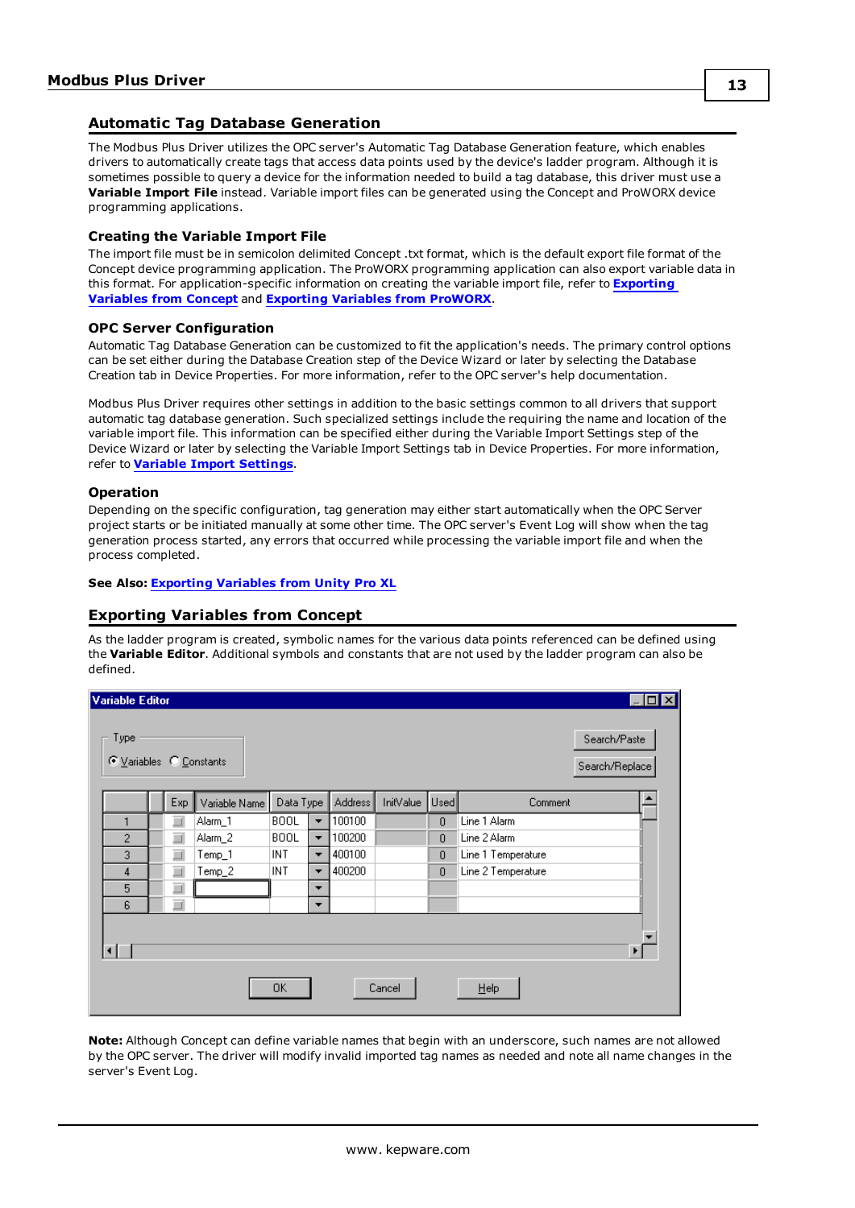## Automatic Tag Database Generation

The Modbus Plus Driver utilizes the OPC server's Automatic Tag Database Generation feature, which enables drivers to automatically create tags that access data points used by the device's ladder program. Although it is sometimes possible to query a device for the information needed to build a tag database, this driver must use a **Variable Import File** instead. Variable import files can be generated using the Concept and ProWORX device programming applications.

### Creating the Variable Import File

The import file must be in semicolon delimited Concept .txt format, which is the default export file format of the Concept device programming application. The ProWORX programming application can also export variable data in this format. For application-specific information on creating the variable import file, refer to **Exporting Variables from Concept** and **Exporting Variables from ProWORX**.

### OPC Server Configuration

Automatic Tag Database Generation can be customized to fit the application's needs. The primary control options can be set either during the Database Creation step of the Device Wizard or later by selecting the Database Creation tab in Device Properties. For more information, refer to the OPC server's help documentation.

Modbus Plus Driver requires other settings in addition to the basic settings common to all drivers that support automatic tag database generation. Such specialized settings include the requiring the name and location of the variable import file. This information can be specified either during the Variable Import Settings step of the Device Wizard or later by selecting the Variable Import Settings tab in Device Properties. For more information, refer to **Variable Import Settings**.

### Operation

Depending on the specific configuration, tag generation may either start automatically when the OPC Server project starts or be initiated manually at some other time. The OPC server's Event Log will show when the tag generation process started, any errors that occurred while processing the variable import file and when the process completed.

**See Also: Exporting Variables from Unity Pro XL**

## Exporting Variables from Concept

As the ladder program is created, symbolic names for the various data points referenced can be defined using the **Variable Editor**. Additional symbols and constants that are not used by the ladder program can also be defined.

Variable Editor

Type: (•) Variables ( ) Constants

| | Exp | Variable Name | Data Type | Address | InitValue | Used | Comment |
|---|---|---|---|---|---|---|---|
| 1 | | Alarm_1 | BOOL | 100100 | | 0 | Line 1 Alarm |
| 2 | | Alarm_2 | BOOL | 100200 | | 0 | Line 2 Alarm |
| 3 | | Temp_1 | INT | 400100 | | 0 | Line 1 Temperature |
| 4 | | Temp_2 | INT | 400200 | | 0 | Line 2 Temperature |
| 5 | | | | | | | |
| 6 | | | | | | | |

Search/Paste | Search/Replace | OK | Cancel | Help

**Note:** Although Concept can define variable names that begin with an underscore, such names are not allowed by the OPC server. The driver will modify invalid imported tag names as needed and note all name changes in the server's Event Log.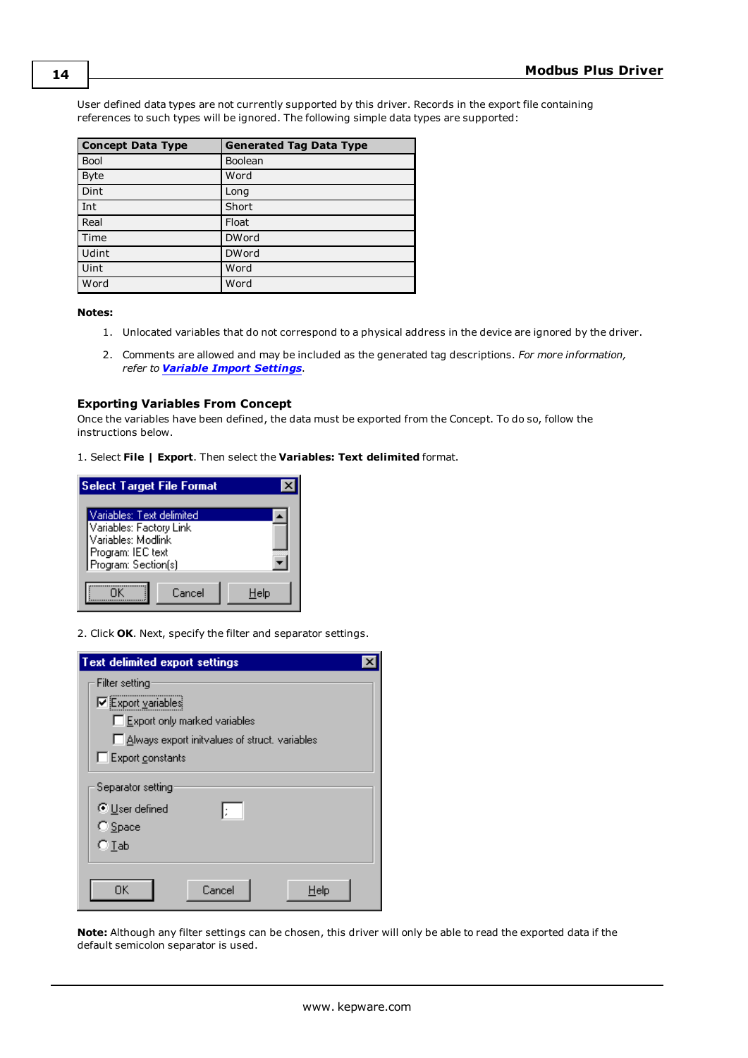User defined data types are not currently supported by this driver. Records in the export file containing references to such types will be ignored. The following simple data types are supported:

| Concept Data Type | Generated Tag Data Type |
|---|---|
| Bool | Boolean |
| Byte | Word |
| Dint | Long |
| Int | Short |
| Real | Float |
| Time | DWord |
| Udint | DWord |
| Uint | Word |
| Word | Word |

**Notes:**

1. Unlocated variables that do not correspond to a physical address in the device are ignored by the driver.
2. Comments are allowed and may be included as the generated tag descriptions. *For more information, refer to **Variable Import Settings**.*

### Exporting Variables From Concept

Once the variables have been defined, the data must be exported from the Concept. To do so, follow the instructions below.

1. Select **File | Export**. Then select the **Variables: Text delimited** format.

2. Click **OK**. Next, specify the filter and separator settings.

**Note:** Although any filter settings can be chosen, this driver will only be able to read the exported data if the default semicolon separator is used.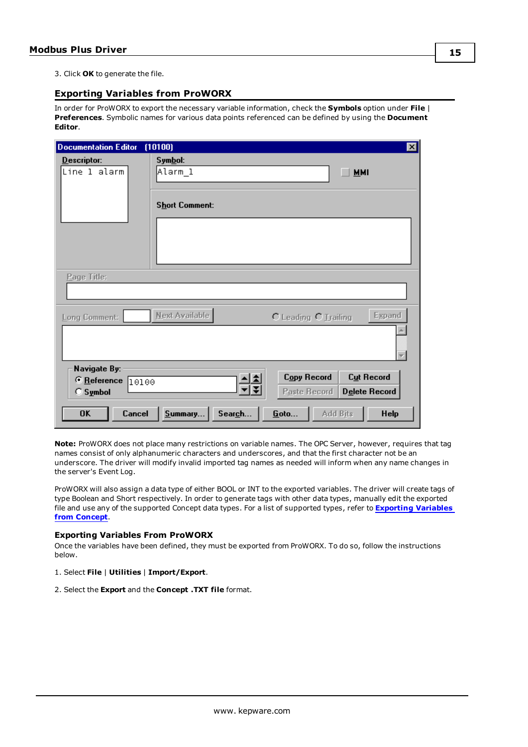3. Click **OK** to generate the file.

## Exporting Variables from ProWORX

In order for ProWORX to export the necessary variable information, check the **Symbols** option under **File** | **Preferences**. Symbolic names for various data points referenced can be defined by using the **Document Editor**.

**Note:** ProWORX does not place many restrictions on variable names. The OPC Server, however, requires that tag names consist of only alphanumeric characters and underscores, and that the first character not be an underscore. The driver will modify invalid imported tag names as needed will inform when any name changes in the server's Event Log.

ProWORX will also assign a data type of either BOOL or INT to the exported variables. The driver will create tags of type Boolean and Short respectively. In order to generate tags with other data types, manually edit the exported file and use any of the supported Concept data types. For a list of supported types, refer to **Exporting Variables from Concept**.

### Exporting Variables From ProWORX

Once the variables have been defined, they must be exported from ProWORX. To do so, follow the instructions below.

1. Select **File** | **Utilities** | **Import/Export**.

2. Select the **Export** and the **Concept .TXT file** format.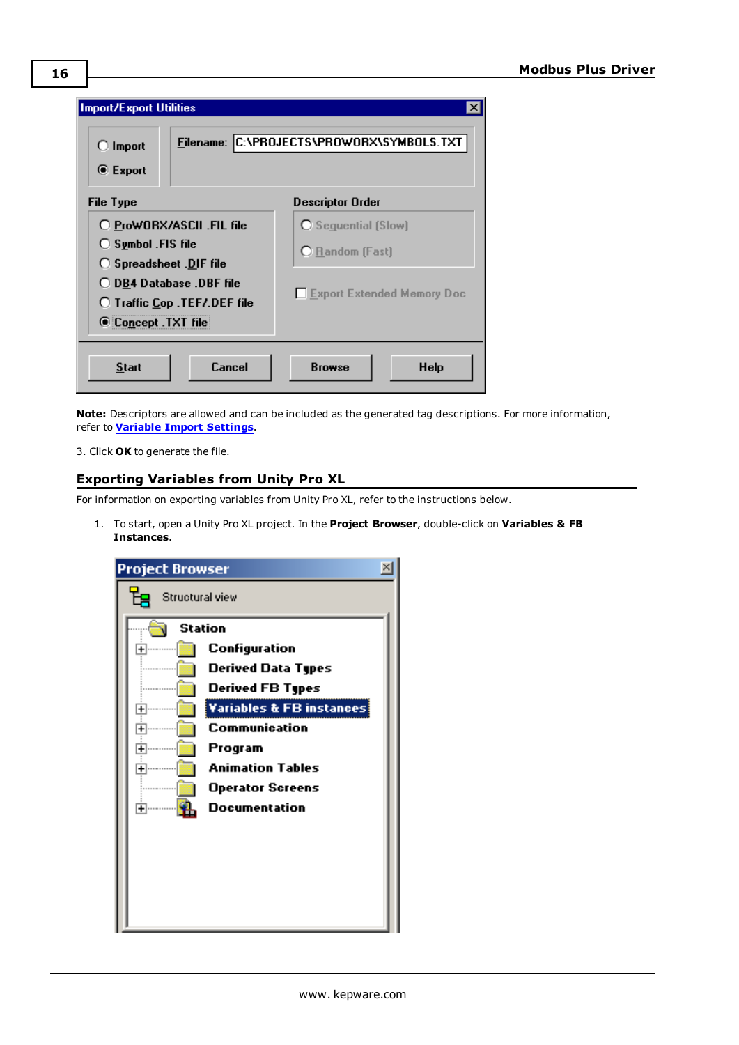**Note:** Descriptors are allowed and can be included as the generated tag descriptions. For more information, refer to **Variable Import Settings**.

3. Click **OK** to generate the file.

## Exporting Variables from Unity Pro XL

For information on exporting variables from Unity Pro XL, refer to the instructions below.

1. To start, open a Unity Pro XL project. In the **Project Browser**, double-click on **Variables & FB Instances**.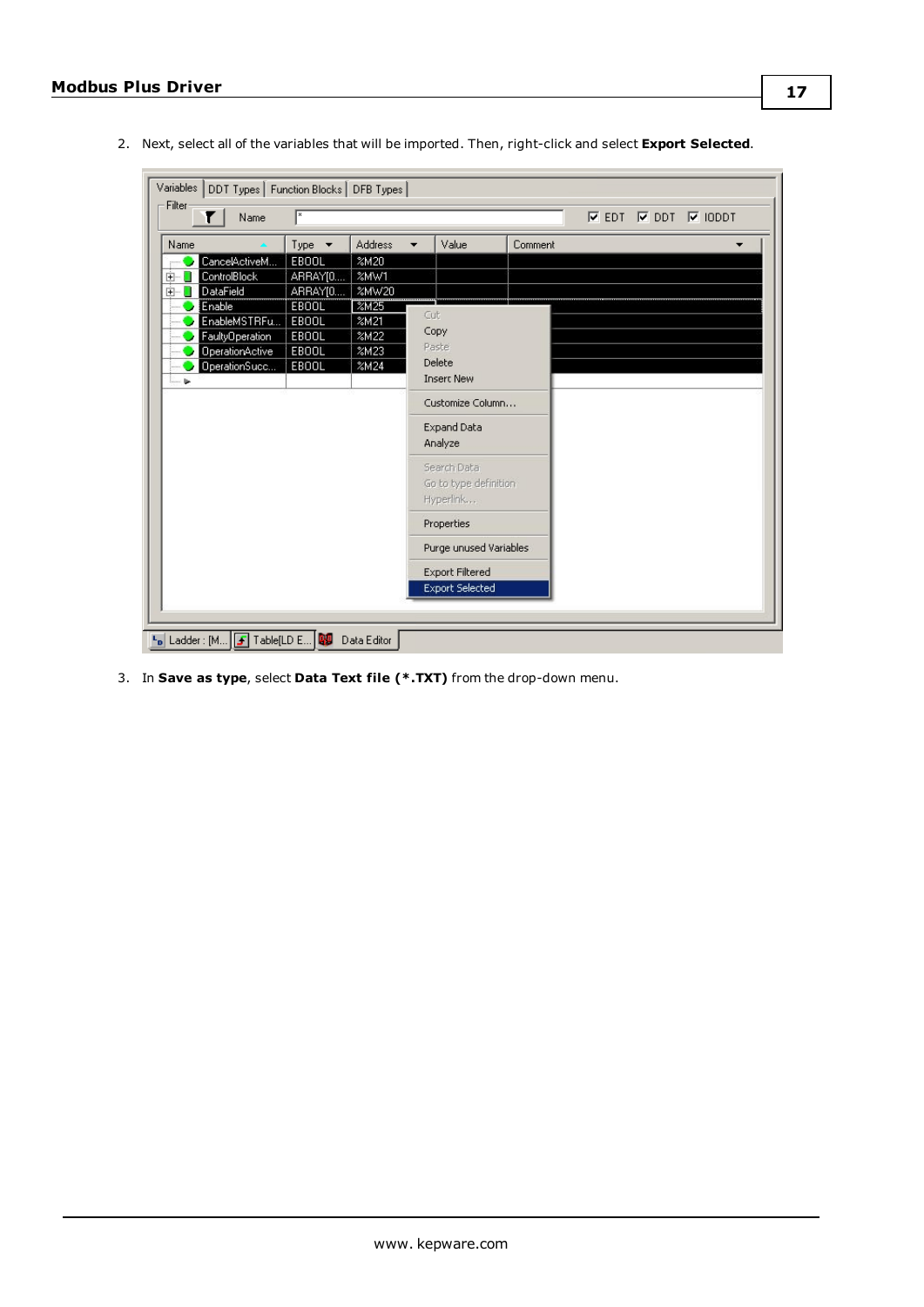2. Next, select all of the variables that will be imported. Then, right-click and select **Export Selected**.

3. In **Save as type**, select **Data Text file (*.TXT)** from the drop-down menu.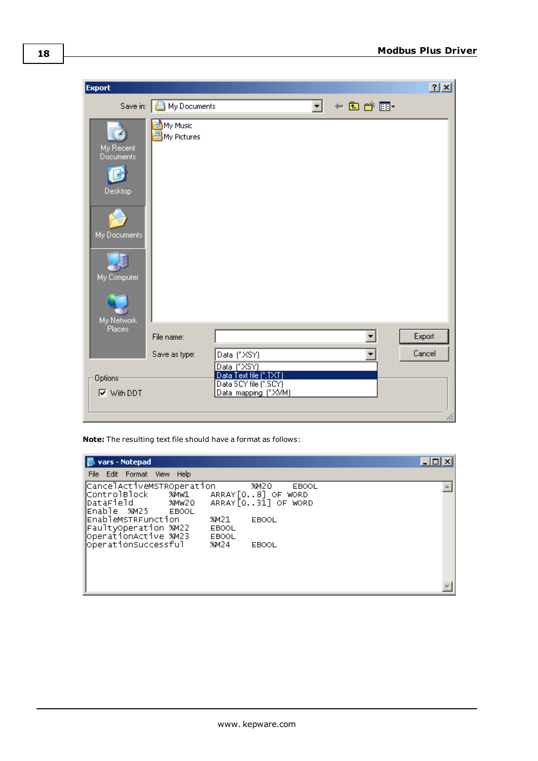**Note:** The resulting text file should have a format as follows:

```
CancelActiveMSTROperation       %M20     EBOOL
ControlBlock      %MW1      ARRAY[0..8] OF WORD
DataField         %MW20     ARRAY[0..31] OF WORD
Enable   %M25     EBOOL
EnableMSTRFunction        %M21      EBOOL
FaultyOperation %M22      EBOOL
OperationActive %M23      EBOOL
OperationSuccessful       %M24      EBOOL
```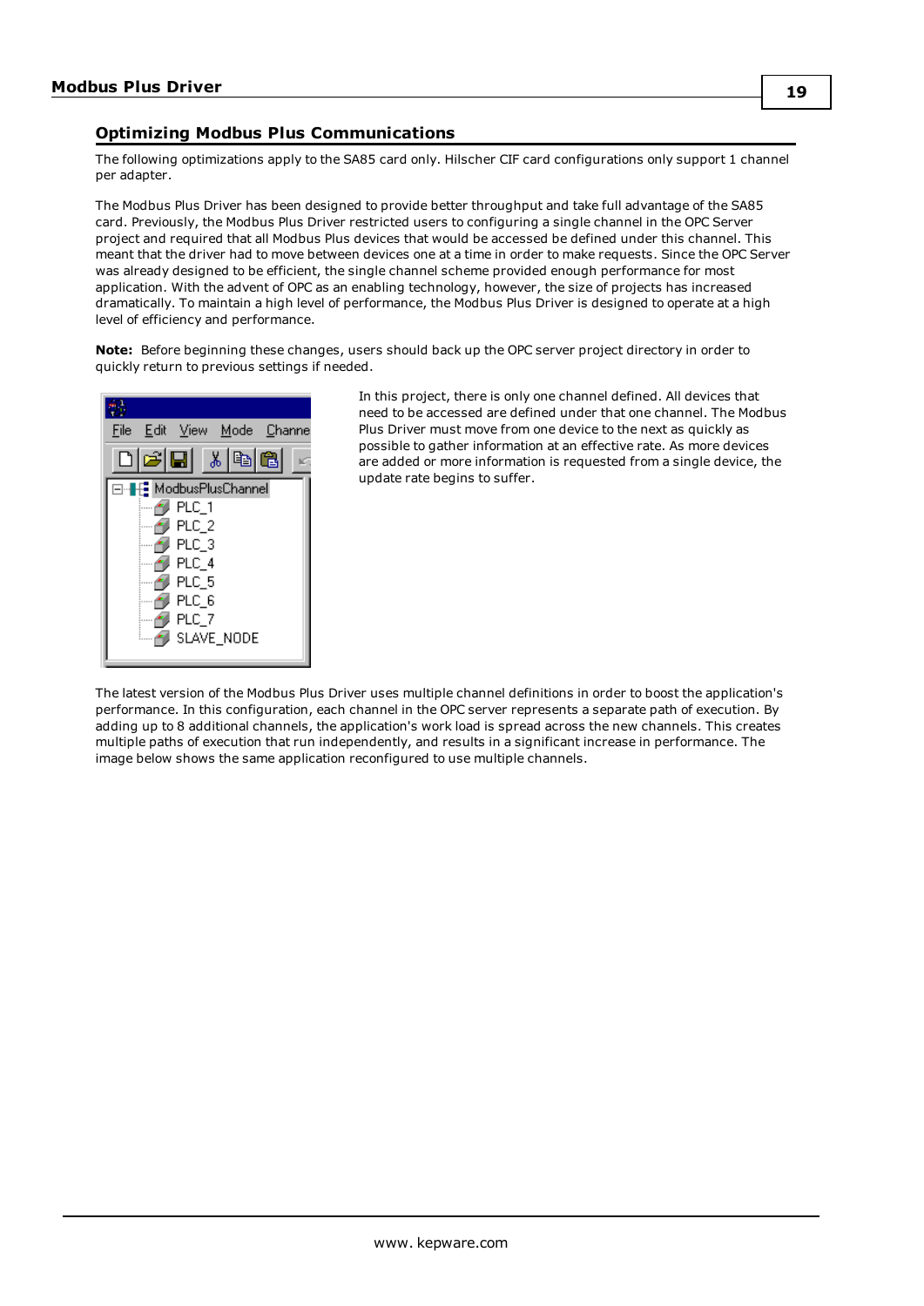## Optimizing Modbus Plus Communications

The following optimizations apply to the SA85 card only. Hilscher CIF card configurations only support 1 channel per adapter.

The Modbus Plus Driver has been designed to provide better throughput and take full advantage of the SA85 card. Previously, the Modbus Plus Driver restricted users to configuring a single channel in the OPC Server project and required that all Modbus Plus devices that would be accessed be defined under this channel. This meant that the driver had to move between devices one at a time in order to make requests. Since the OPC Server was already designed to be efficient, the single channel scheme provided enough performance for most application. With the advent of OPC as an enabling technology, however, the size of projects has increased dramatically. To maintain a high level of performance, the Modbus Plus Driver is designed to operate at a high level of efficiency and performance.

**Note:** Before beginning these changes, users should back up the OPC server project directory in order to quickly return to previous settings if needed.

In this project, there is only one channel defined. All devices that need to be accessed are defined under that one channel. The Modbus Plus Driver must move from one device to the next as quickly as possible to gather information at an effective rate. As more devices are added or more information is requested from a single device, the update rate begins to suffer.

The latest version of the Modbus Plus Driver uses multiple channel definitions in order to boost the application's performance. In this configuration, each channel in the OPC server represents a separate path of execution. By adding up to 8 additional channels, the application's work load is spread across the new channels. This creates multiple paths of execution that run independently, and results in a significant increase in performance. The image below shows the same application reconfigured to use multiple channels.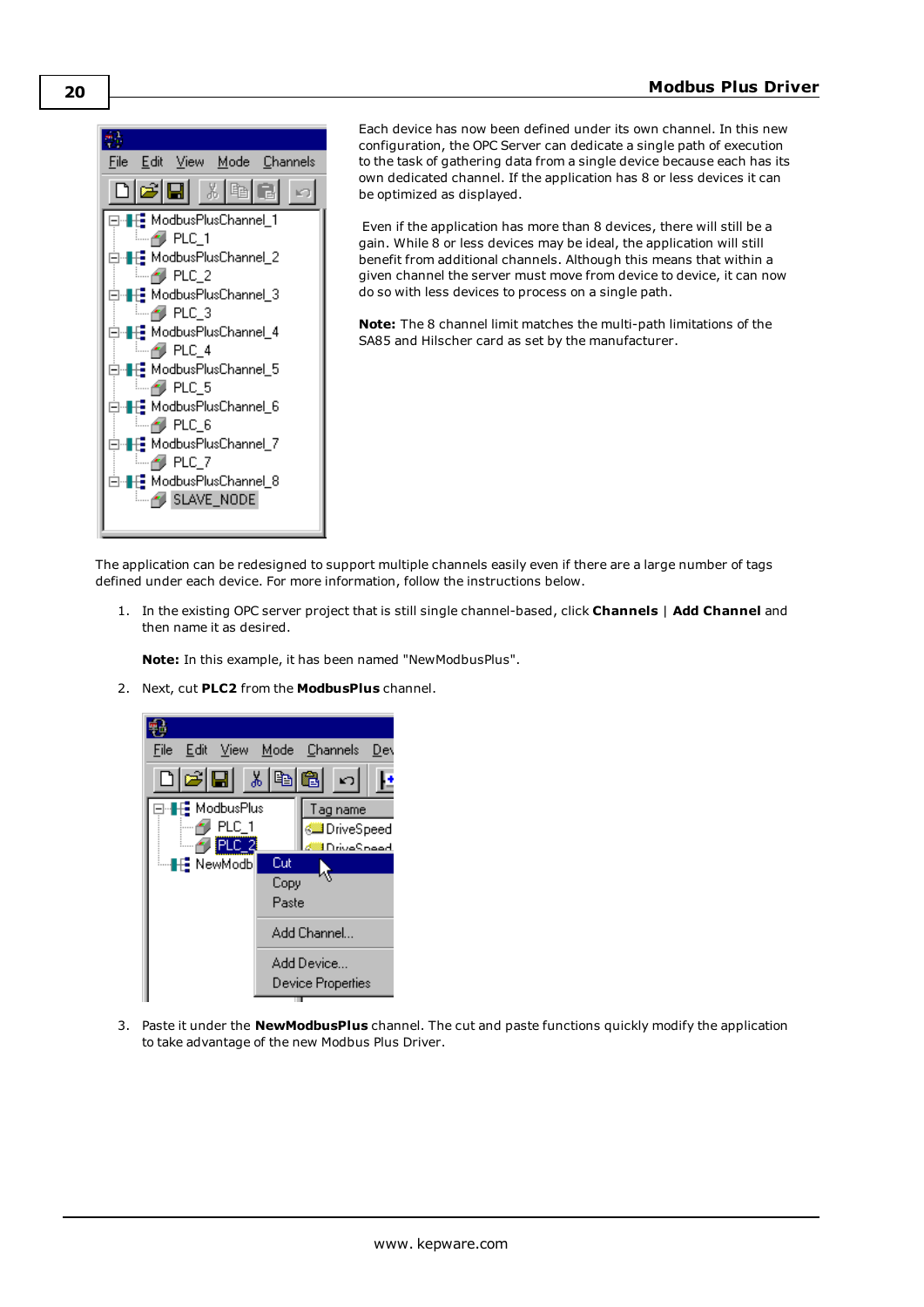Each device has now been defined under its own channel. In this new configuration, the OPC Server can dedicate a single path of execution to the task of gathering data from a single device because each has its own dedicated channel. If the application has 8 or less devices it can be optimized as displayed.

Even if the application has more than 8 devices, there will still be a gain. While 8 or less devices may be ideal, the application will still benefit from additional channels. Although this means that within a given channel the server must move from device to device, it can now do so with less devices to process on a single path.

**Note:** The 8 channel limit matches the multi-path limitations of the SA85 and Hilscher card as set by the manufacturer.

The application can be redesigned to support multiple channels easily even if there are a large number of tags defined under each device. For more information, follow the instructions below.

1. In the existing OPC server project that is still single channel-based, click **Channels** | **Add Channel** and then name it as desired.

   **Note:** In this example, it has been named "NewModbusPlus".

2. Next, cut **PLC2** from the **ModbusPlus** channel.

3. Paste it under the **NewModbusPlus** channel. The cut and paste functions quickly modify the application to take advantage of the new Modbus Plus Driver.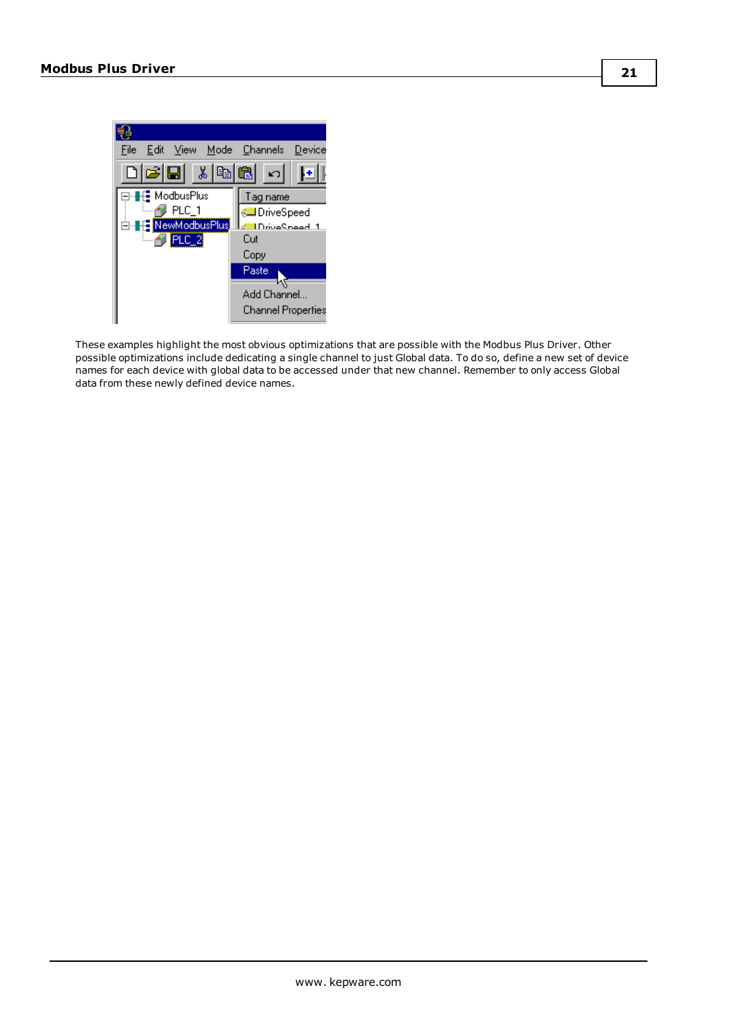These examples highlight the most obvious optimizations that are possible with the Modbus Plus Driver. Other possible optimizations include dedicating a single channel to just Global data. To do so, define a new set of device names for each device with global data to be accessed under that new channel. Remember to only access Global data from these newly defined device names.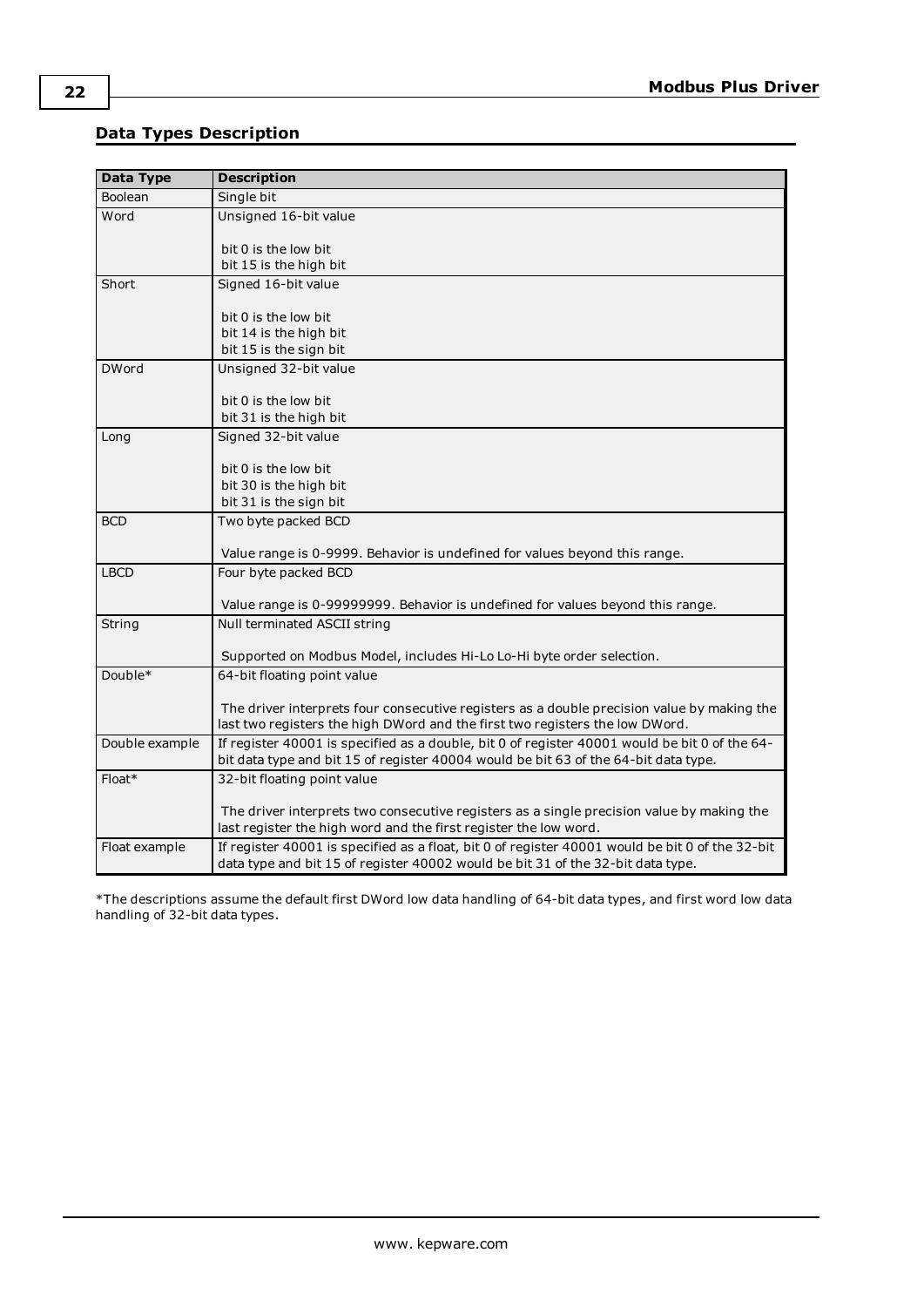## Data Types Description

| Data Type | Description |
| --- | --- |
| Boolean | Single bit |
| Word | Unsigned 16-bit value<br><br>bit 0 is the low bit<br>bit 15 is the high bit |
| Short | Signed 16-bit value<br><br>bit 0 is the low bit<br>bit 14 is the high bit<br>bit 15 is the sign bit |
| DWord | Unsigned 32-bit value<br><br>bit 0 is the low bit<br>bit 31 is the high bit |
| Long | Signed 32-bit value<br><br>bit 0 is the low bit<br>bit 30 is the high bit<br>bit 31 is the sign bit |
| BCD | Two byte packed BCD<br><br>Value range is 0-9999. Behavior is undefined for values beyond this range. |
| LBCD | Four byte packed BCD<br><br>Value range is 0-99999999. Behavior is undefined for values beyond this range. |
| String | Null terminated ASCII string<br><br>Supported on Modbus Model, includes Hi-Lo Lo-Hi byte order selection. |
| Double* | 64-bit floating point value<br><br>The driver interprets four consecutive registers as a double precision value by making the last two registers the high DWord and the first two registers the low DWord. |
| Double example | If register 40001 is specified as a double, bit 0 of register 40001 would be bit 0 of the 64-bit data type and bit 15 of register 40004 would be bit 63 of the 64-bit data type. |
| Float* | 32-bit floating point value<br><br>The driver interprets two consecutive registers as a single precision value by making the last register the high word and the first register the low word. |
| Float example | If register 40001 is specified as a float, bit 0 of register 40001 would be bit 0 of the 32-bit data type and bit 15 of register 40002 would be bit 31 of the 32-bit data type. |

*The descriptions assume the default first DWord low data handling of 64-bit data types, and first word low data handling of 32-bit data types.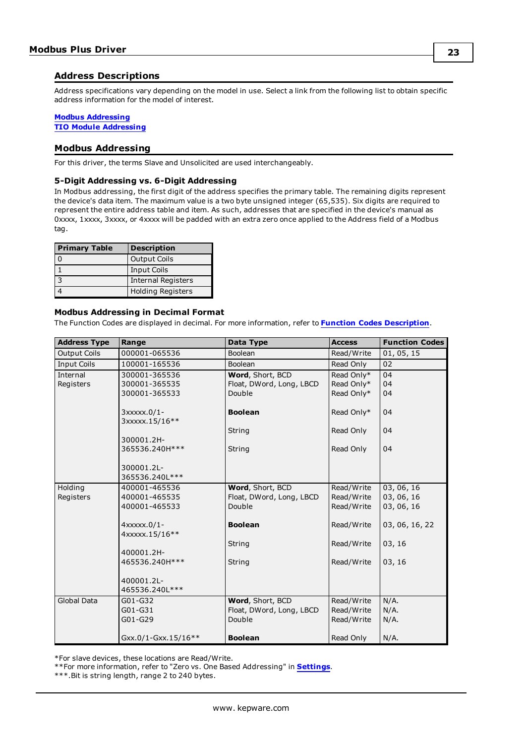## Address Descriptions

Address specifications vary depending on the model in use. Select a link from the following list to obtain specific address information for the model of interest.

**Modbus Addressing**
**TIO Module Addressing**

## Modbus Addressing

For this driver, the terms Slave and Unsolicited are used interchangeably.

### 5-Digit Addressing vs. 6-Digit Addressing

In Modbus addressing, the first digit of the address specifies the primary table. The remaining digits represent the device's data item. The maximum value is a two byte unsigned integer (65,535). Six digits are required to represent the entire address table and item. As such, addresses that are specified in the device's manual as 0xxxx, 1xxxx, 3xxxx, or 4xxxx will be padded with an extra zero once applied to the Address field of a Modbus tag.

| Primary Table | Description |
|---|---|
| 0 | Output Coils |
| 1 | Input Coils |
| 3 | Internal Registers |
| 4 | Holding Registers |

### Modbus Addressing in Decimal Format

The Function Codes are displayed in decimal. For more information, refer to **Function Codes Description**.

| Address Type | Range | Data Type | Access | Function Codes |
|---|---|---|---|---|
| Output Coils | 000001-065536 | Boolean | Read/Write | 01, 05, 15 |
| Input Coils | 100001-165536 | Boolean | Read Only | 02 |
| Internal Registers | 300001-365536<br>300001-365535<br>300001-365533<br><br>3xxxxx.0/1-3xxxxx.15/16**<br><br>300001.2H-365536.240H***<br><br>300001.2L-365536.240L*** | **Word**, Short, BCD<br>Float, DWord, Long, LBCD<br>Double<br><br>**Boolean**<br><br>String<br><br>String | Read Only*<br>Read Only*<br>Read Only*<br><br>Read Only*<br><br>Read Only<br><br>Read Only | 04<br>04<br>04<br><br>04<br><br>04<br><br>04 |
| Holding Registers | 400001-465536<br>400001-465535<br>400001-465533<br><br>4xxxxx.0/1-4xxxxx.15/16**<br><br>400001.2H-465536.240H***<br><br>400001.2L-465536.240L*** | **Word**, Short, BCD<br>Float, DWord, Long, LBCD<br>Double<br><br>**Boolean**<br><br>String<br><br>String | Read/Write<br>Read/Write<br>Read/Write<br><br>Read/Write<br><br>Read/Write<br><br>Read/Write | 03, 06, 16<br>03, 06, 16<br>03, 06, 16<br><br>03, 06, 16, 22<br><br>03, 16<br><br>03, 16 |
| Global Data | G01-G32<br>G01-G31<br>G01-G29<br><br>Gxx.0/1-Gxx.15/16** | **Word**, Short, BCD<br>Float, DWord, Long, LBCD<br>Double<br><br>**Boolean** | Read/Write<br>Read/Write<br>Read/Write<br><br>Read Only | N/A.<br>N/A.<br>N/A.<br><br>N/A. |

*For slave devices, these locations are Read/Write.
**For more information, refer to "Zero vs. One Based Addressing" in **Settings**.
***.Bit is string length, range 2 to 240 bytes.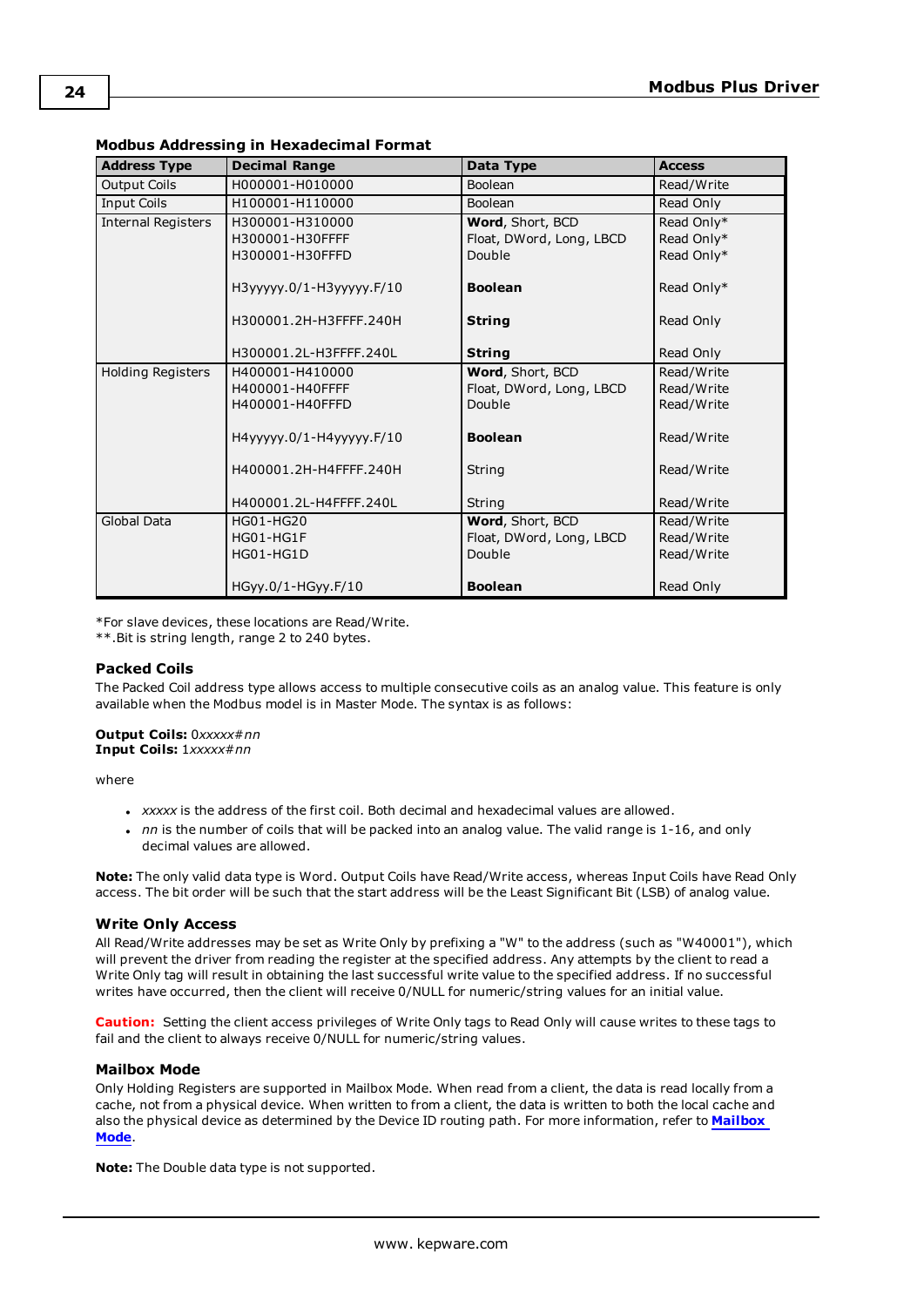**Modbus Addressing in Hexadecimal Format**

| Address Type | Decimal Range | Data Type | Access |
|---|---|---|---|
| Output Coils | H000001-H010000 | Boolean | Read/Write |
| Input Coils | H100001-H110000 | Boolean | Read Only |
| Internal Registers | H300001-H310000<br>H300001-H30FFFF<br>H300001-H30FFFD<br><br>H3yyyyy.0/1-H3yyyyy.F/10<br><br>H300001.2H-H3FFFF.240H<br><br>H300001.2L-H3FFFF.240L | **Word**, Short, BCD<br>Float, DWord, Long, LBCD<br>Double<br><br>**Boolean**<br><br>**String**<br><br>**String** | Read Only*<br>Read Only*<br>Read Only*<br><br>Read Only*<br><br>Read Only<br><br>Read Only |
| Holding Registers | H400001-H410000<br>H400001-H40FFFF<br>H400001-H40FFFD<br><br>H4yyyyy.0/1-H4yyyyy.F/10<br><br>H400001.2H-H4FFFF.240H<br><br>H400001.2L-H4FFFF.240L | **Word**, Short, BCD<br>Float, DWord, Long, LBCD<br>Double<br><br>**Boolean**<br><br>String<br><br>String | Read/Write<br>Read/Write<br>Read/Write<br><br>Read/Write<br><br>Read/Write<br><br>Read/Write |
| Global Data | HG01-HG20<br>HG01-HG1F<br>HG01-HG1D<br><br>HGyy.0/1-HGyy.F/10 | **Word**, Short, BCD<br>Float, DWord, Long, LBCD<br>Double<br><br>**Boolean** | Read/Write<br>Read/Write<br>Read/Write<br><br>Read Only |

*For slave devices, these locations are Read/Write.
**.Bit is string length, range 2 to 240 bytes.

### Packed Coils

The Packed Coil address type allows access to multiple consecutive coils as an analog value. This feature is only available when the Modbus model is in Master Mode. The syntax is as follows:

**Output Coils:** 0*xxxxx#nn*
**Input Coils:** 1*xxxxx#nn*

where

- *xxxxx* is the address of the first coil. Both decimal and hexadecimal values are allowed.
- *nn* is the number of coils that will be packed into an analog value. The valid range is 1-16, and only decimal values are allowed.

**Note:** The only valid data type is Word. Output Coils have Read/Write access, whereas Input Coils have Read Only access. The bit order will be such that the start address will be the Least Significant Bit (LSB) of analog value.

### Write Only Access

All Read/Write addresses may be set as Write Only by prefixing a "W" to the address (such as "W40001"), which will prevent the driver from reading the register at the specified address. Any attempts by the client to read a Write Only tag will result in obtaining the last successful write value to the specified address. If no successful writes have occurred, then the client will receive 0/NULL for numeric/string values for an initial value.

**Caution:** Setting the client access privileges of Write Only tags to Read Only will cause writes to these tags to fail and the client to always receive 0/NULL for numeric/string values.

### Mailbox Mode

Only Holding Registers are supported in Mailbox Mode. When read from a client, the data is read locally from a cache, not from a physical device. When written to from a client, the data is written to both the local cache and also the physical device as determined by the Device ID routing path. For more information, refer to **Mailbox Mode**.

**Note:** The Double data type is not supported.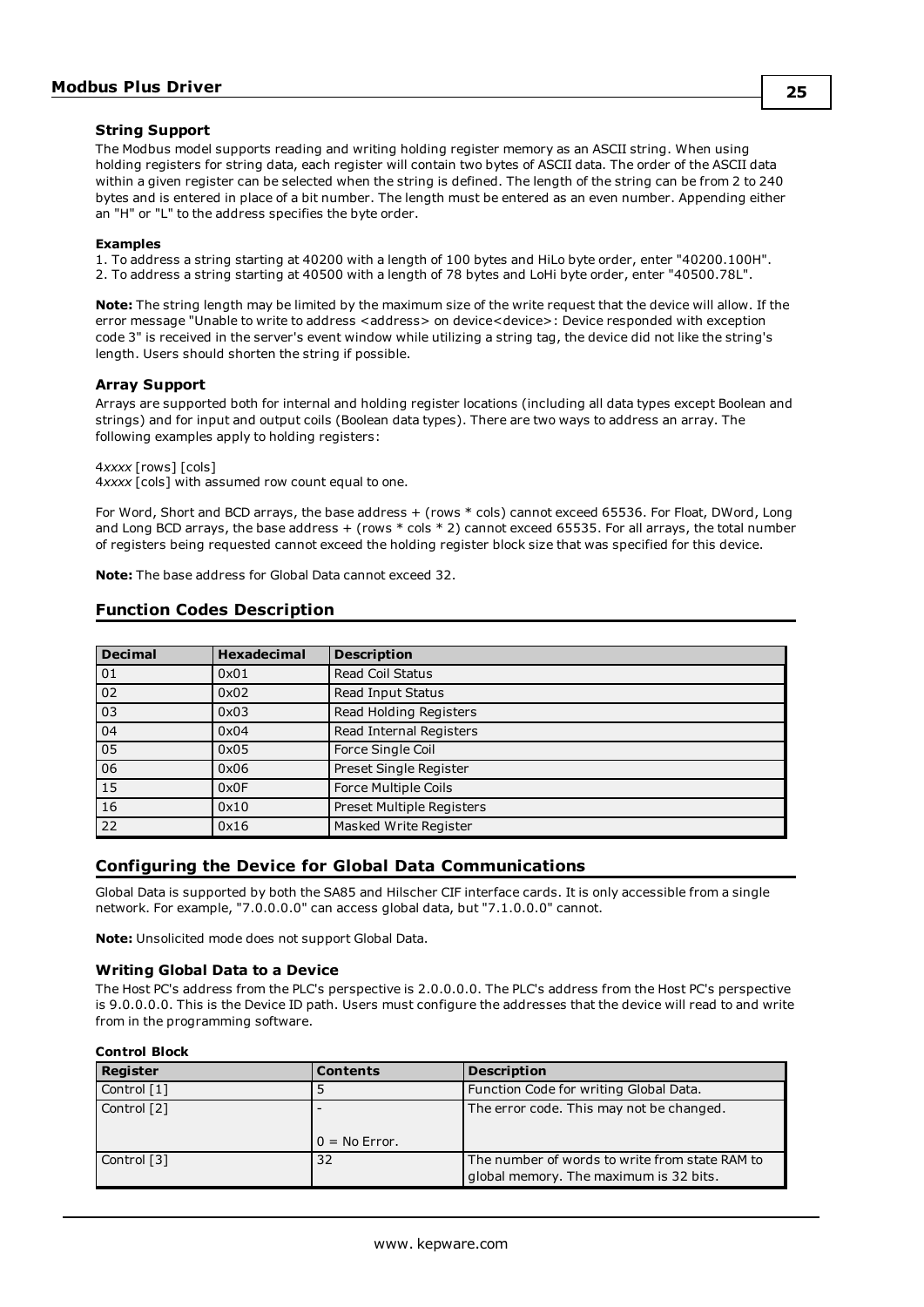### String Support

The Modbus model supports reading and writing holding register memory as an ASCII string. When using holding registers for string data, each register will contain two bytes of ASCII data. The order of the ASCII data within a given register can be selected when the string is defined. The length of the string can be from 2 to 240 bytes and is entered in place of a bit number. The length must be entered as an even number. Appending either an "H" or "L" to the address specifies the byte order.

**Examples**

1. To address a string starting at 40200 with a length of 100 bytes and HiLo byte order, enter "40200.100H".
2. To address a string starting at 40500 with a length of 78 bytes and LoHi byte order, enter "40500.78L".

**Note:** The string length may be limited by the maximum size of the write request that the device will allow. If the error message "Unable to write to address <address> on device<device>: Device responded with exception code 3" is received in the server's event window while utilizing a string tag, the device did not like the string's length. Users should shorten the string if possible.

### Array Support

Arrays are supported both for internal and holding register locations (including all data types except Boolean and strings) and for input and output coils (Boolean data types). There are two ways to address an array. The following examples apply to holding registers:

4*xxxx* [rows] [cols]
4*xxxx* [cols] with assumed row count equal to one.

For Word, Short and BCD arrays, the base address + (rows * cols) cannot exceed 65536. For Float, DWord, Long and Long BCD arrays, the base address + (rows * cols * 2) cannot exceed 65535. For all arrays, the total number of registers being requested cannot exceed the holding register block size that was specified for this device.

**Note:** The base address for Global Data cannot exceed 32.

## Function Codes Description

| Decimal | Hexadecimal | Description |
|---|---|---|
| 01 | 0x01 | Read Coil Status |
| 02 | 0x02 | Read Input Status |
| 03 | 0x03 | Read Holding Registers |
| 04 | 0x04 | Read Internal Registers |
| 05 | 0x05 | Force Single Coil |
| 06 | 0x06 | Preset Single Register |
| 15 | 0x0F | Force Multiple Coils |
| 16 | 0x10 | Preset Multiple Registers |
| 22 | 0x16 | Masked Write Register |

## Configuring the Device for Global Data Communications

Global Data is supported by both the SA85 and Hilscher CIF interface cards. It is only accessible from a single network. For example, "7.0.0.0.0" can access global data, but "7.1.0.0.0" cannot.

**Note:** Unsolicited mode does not support Global Data.

### Writing Global Data to a Device

The Host PC's address from the PLC's perspective is 2.0.0.0.0. The PLC's address from the Host PC's perspective is 9.0.0.0.0. This is the Device ID path. Users must configure the addresses that the device will read to and write from in the programming software.

**Control Block**

| Register | Contents | Description |
|---|---|---|
| Control [1] | 5 | Function Code for writing Global Data. |
| Control [2] | - <br> 0 = No Error. | The error code. This may not be changed. |
| Control [3] | 32 | The number of words to write from state RAM to global memory. The maximum is 32 bits. |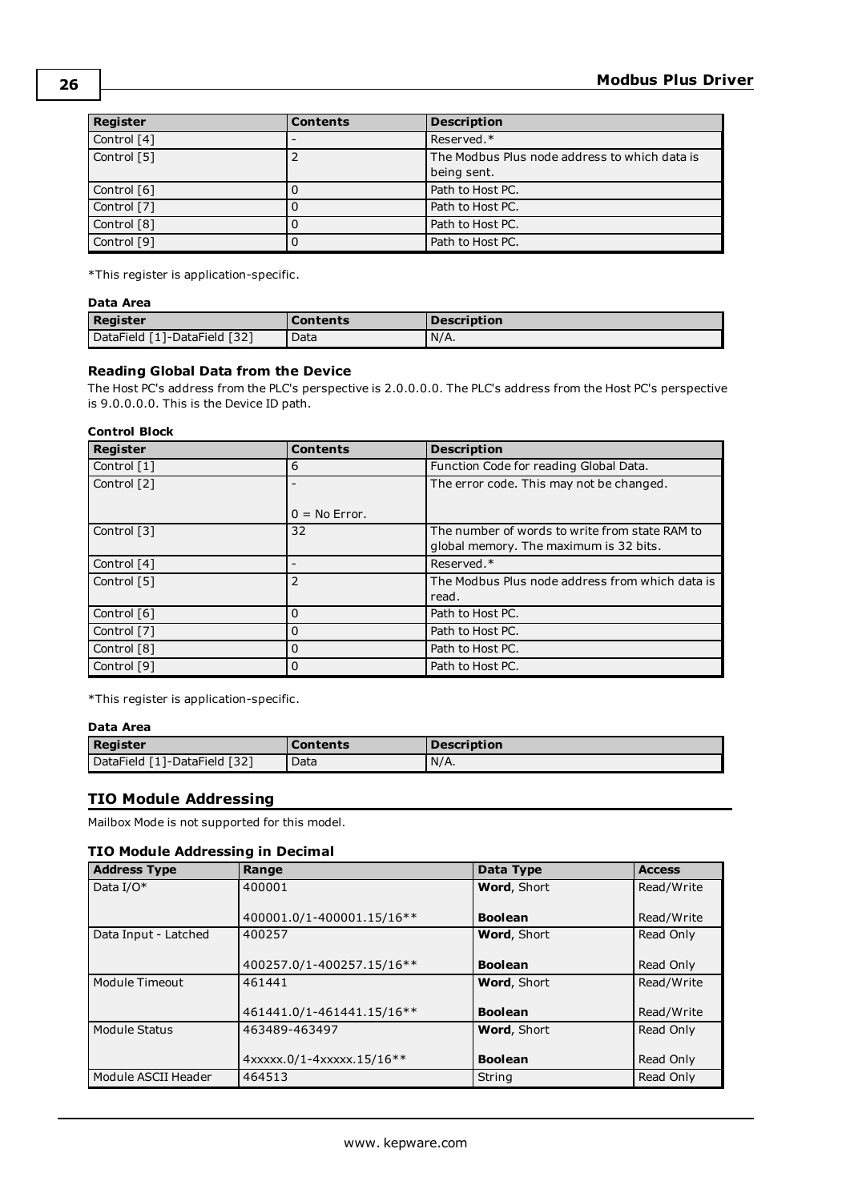| Register | Contents | Description |
|---|---|---|
| Control [4] | - | Reserved.* |
| Control [5] | 2 | The Modbus Plus node address to which data is being sent. |
| Control [6] | 0 | Path to Host PC. |
| Control [7] | 0 | Path to Host PC. |
| Control [8] | 0 | Path to Host PC. |
| Control [9] | 0 | Path to Host PC. |

*This register is application-specific.

**Data Area**

| Register | Contents | Description |
|---|---|---|
| DataField [1]-DataField [32] | Data | N/A. |

### Reading Global Data from the Device

The Host PC's address from the PLC's perspective is 2.0.0.0.0. The PLC's address from the Host PC's perspective is 9.0.0.0.0. This is the Device ID path.

**Control Block**

| Register | Contents | Description |
|---|---|---|
| Control [1] | 6 | Function Code for reading Global Data. |
| Control [2] | -<br><br>0 = No Error. | The error code. This may not be changed. |
| Control [3] | 32 | The number of words to write from state RAM to global memory. The maximum is 32 bits. |
| Control [4] | - | Reserved.* |
| Control [5] | 2 | The Modbus Plus node address from which data is read. |
| Control [6] | 0 | Path to Host PC. |
| Control [7] | 0 | Path to Host PC. |
| Control [8] | 0 | Path to Host PC. |
| Control [9] | 0 | Path to Host PC. |

*This register is application-specific.

**Data Area**

| Register | Contents | Description |
|---|---|---|
| DataField [1]-DataField [32] | Data | N/A. |

## TIO Module Addressing

Mailbox Mode is not supported for this model.

### TIO Module Addressing in Decimal

| Address Type | Range | Data Type | Access |
|---|---|---|---|
| Data I/O* | 400001<br><br>400001.0/1-400001.15/16** | **Word**, Short<br><br>**Boolean** | Read/Write<br><br>Read/Write |
| Data Input - Latched | 400257<br><br>400257.0/1-400257.15/16** | **Word**, Short<br><br>**Boolean** | Read Only<br><br>Read Only |
| Module Timeout | 461441<br><br>461441.0/1-461441.15/16** | **Word**, Short<br><br>**Boolean** | Read/Write<br><br>Read/Write |
| Module Status | 463489-463497<br><br>4xxxxx.0/1-4xxxxx.15/16** | **Word**, Short<br><br>**Boolean** | Read Only<br><br>Read Only |
| Module ASCII Header | 464513 | String | Read Only |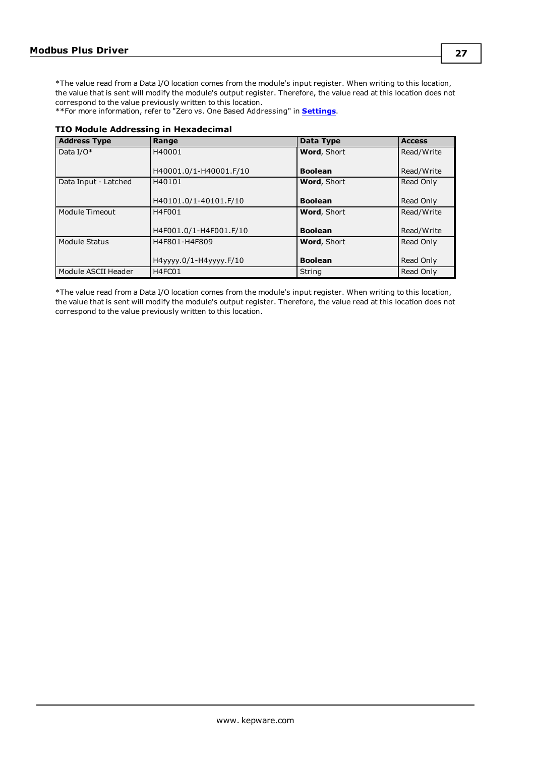*The value read from a Data I/O location comes from the module's input register. When writing to this location, the value that is sent will modify the module's output register. Therefore, the value read at this location does not correspond to the value previously written to this location.
**For more information, refer to "Zero vs. One Based Addressing" in **Settings**.

**TIO Module Addressing in Hexadecimal**

| Address Type | Range | Data Type | Access |
|---|---|---|---|
| Data I/O* | H40001<br><br>H40001.0/1-H40001.F/10 | **Word**, Short<br><br>**Boolean** | Read/Write<br><br>Read/Write |
| Data Input - Latched | H40101<br><br>H40101.0/1-40101.F/10 | **Word**, Short<br><br>**Boolean** | Read Only<br><br>Read Only |
| Module Timeout | H4F001<br><br>H4F001.0/1-H4F001.F/10 | **Word**, Short<br><br>**Boolean** | Read/Write<br><br>Read/Write |
| Module Status | H4F801-H4F809<br><br>H4yyyy.0/1-H4yyyy.F/10 | **Word**, Short<br><br>**Boolean** | Read Only<br><br>Read Only |
| Module ASCII Header | H4FC01 | String | Read Only |

*The value read from a Data I/O location comes from the module's input register. When writing to this location, the value that is sent will modify the module's output register. Therefore, the value read at this location does not correspond to the value previously written to this location.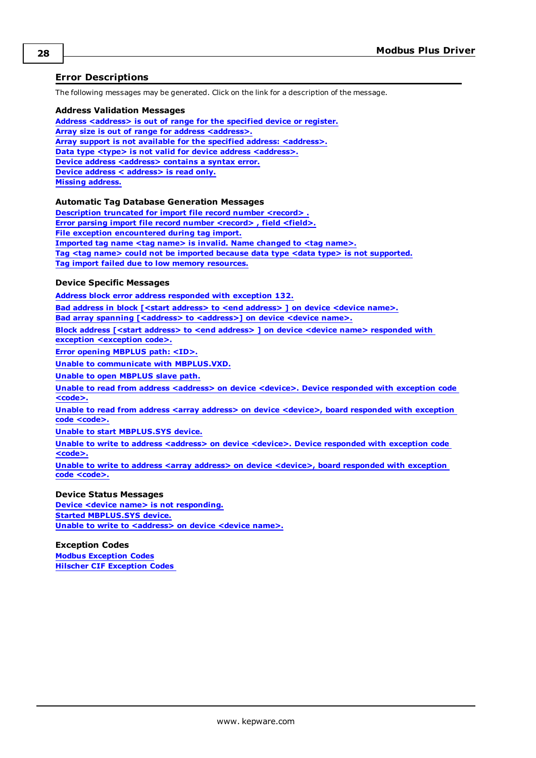## Error Descriptions

The following messages may be generated. Click on the link for a description of the message.

### Address Validation Messages

Address <address> is out of range for the specified device or register.
Array size is out of range for address <address>.
Array support is not available for the specified address: <address>.
Data type <type> is not valid for device address <address>.
Device address <address> contains a syntax error.
Device address < address> is read only.
Missing address.

### Automatic Tag Database Generation Messages

Description truncated for import file record number <record> .
Error parsing import file record number <record> , field <field>.
File exception encountered during tag import.
Imported tag name <tag name> is invalid. Name changed to <tag name>.
Tag <tag name> could not be imported because data type <data type> is not supported.
Tag import failed due to low memory resources.

### Device Specific Messages

Address block error address responded with exception 132.

Bad address in block [<start address> to <end address> ] on device <device name>.

Bad array spanning [<address> to <address>] on device <device name>.

Block address [<start address> to <end address> ] on device <device name> responded with exception <exception code>.

Error opening MBPLUS path: <ID>.

Unable to communicate with MBPLUS.VXD.

Unable to open MBPLUS slave path.

Unable to read from address <address> on device <device>. Device responded with exception code <code>.

Unable to read from address <array address> on device <device>, board responded with exception code <code>.

Unable to start MBPLUS.SYS device.

Unable to write to address <address> on device <device>. Device responded with exception code <code>.

Unable to write to address <array address> on device <device>, board responded with exception code <code>.

### Device Status Messages

Device <device name> is not responding.
Started MBPLUS.SYS device.
Unable to write to <address> on device <device name>.

### Exception Codes

Modbus Exception Codes
Hilscher CIF Exception Codes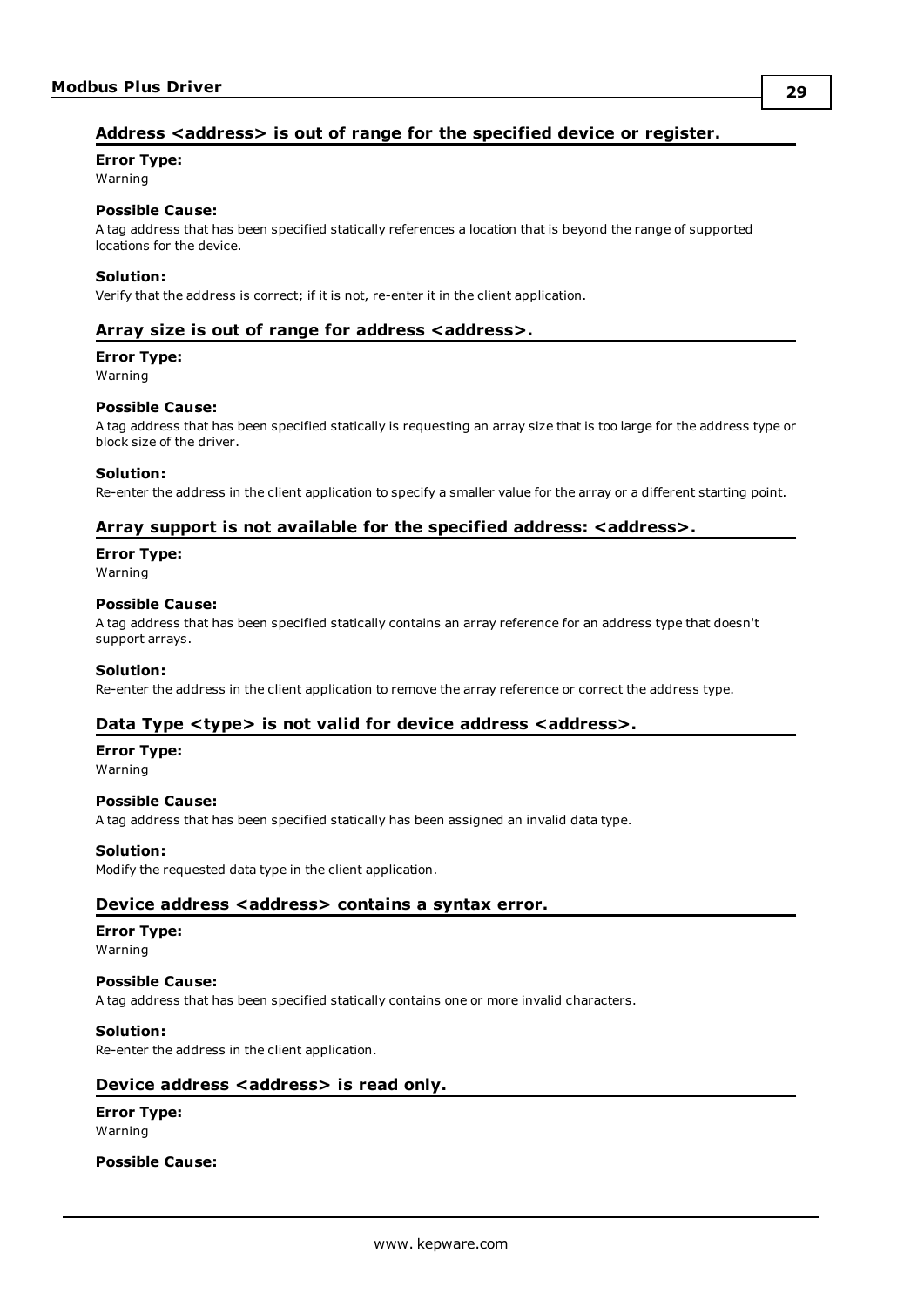### Address <address> is out of range for the specified device or register.

**Error Type:**
Warning

**Possible Cause:**
A tag address that has been specified statically references a location that is beyond the range of supported locations for the device.

**Solution:**
Verify that the address is correct; if it is not, re-enter it in the client application.

### Array size is out of range for address <address>.

**Error Type:**
Warning

**Possible Cause:**
A tag address that has been specified statically is requesting an array size that is too large for the address type or block size of the driver.

**Solution:**
Re-enter the address in the client application to specify a smaller value for the array or a different starting point.

### Array support is not available for the specified address: <address>.

**Error Type:**
Warning

**Possible Cause:**
A tag address that has been specified statically contains an array reference for an address type that doesn't support arrays.

**Solution:**
Re-enter the address in the client application to remove the array reference or correct the address type.

### Data Type <type> is not valid for device address <address>.

**Error Type:**
Warning

**Possible Cause:**
A tag address that has been specified statically has been assigned an invalid data type.

**Solution:**
Modify the requested data type in the client application.

### Device address <address> contains a syntax error.

**Error Type:**
Warning

**Possible Cause:**
A tag address that has been specified statically contains one or more invalid characters.

**Solution:**
Re-enter the address in the client application.

### Device address <address> is read only.

**Error Type:**
Warning

**Possible Cause:**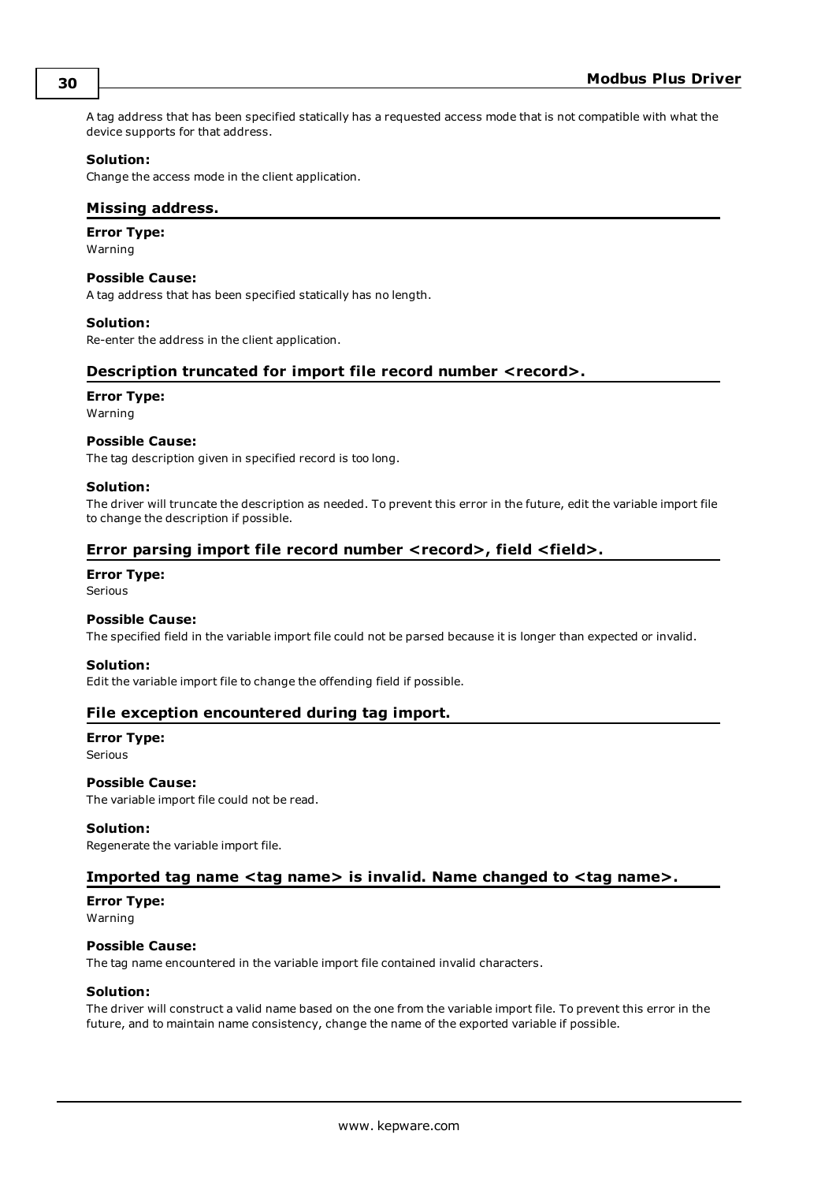A tag address that has been specified statically has a requested access mode that is not compatible with what the device supports for that address.

**Solution:**
Change the access mode in the client application.

## Missing address.

**Error Type:**
Warning

**Possible Cause:**
A tag address that has been specified statically has no length.

**Solution:**
Re-enter the address in the client application.

## Description truncated for import file record number <record>.

**Error Type:**
Warning

**Possible Cause:**
The tag description given in specified record is too long.

**Solution:**
The driver will truncate the description as needed. To prevent this error in the future, edit the variable import file to change the description if possible.

## Error parsing import file record number <record>, field <field>.

**Error Type:**
Serious

**Possible Cause:**
The specified field in the variable import file could not be parsed because it is longer than expected or invalid.

**Solution:**
Edit the variable import file to change the offending field if possible.

## File exception encountered during tag import.

**Error Type:**
Serious

**Possible Cause:**
The variable import file could not be read.

**Solution:**
Regenerate the variable import file.

## Imported tag name <tag name> is invalid. Name changed to <tag name>.

**Error Type:**
Warning

**Possible Cause:**
The tag name encountered in the variable import file contained invalid characters.

**Solution:**
The driver will construct a valid name based on the one from the variable import file. To prevent this error in the future, and to maintain name consistency, change the name of the exported variable if possible.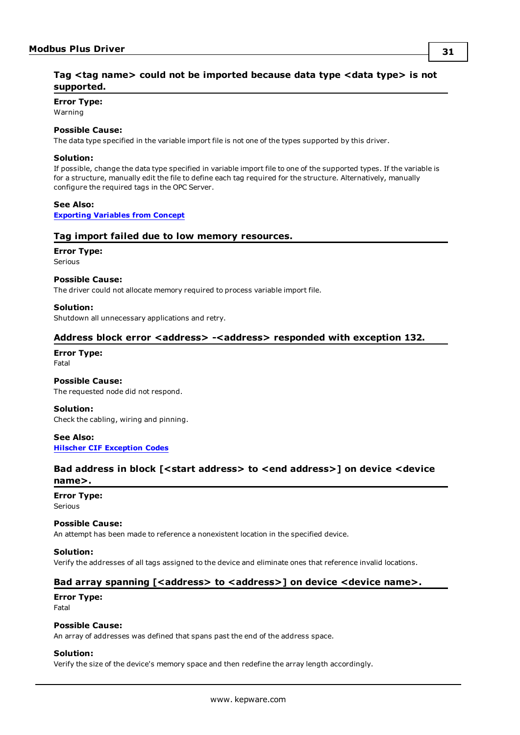### Tag <tag name> could not be imported because data type <data type> is not supported.

**Error Type:**
Warning

**Possible Cause:**
The data type specified in the variable import file is not one of the types supported by this driver.

**Solution:**
If possible, change the data type specified in variable import file to one of the supported types. If the variable is for a structure, manually edit the file to define each tag required for the structure. Alternatively, manually configure the required tags in the OPC Server.

**See Also:**
**Exporting Variables from Concept**

### Tag import failed due to low memory resources.

**Error Type:**
Serious

**Possible Cause:**
The driver could not allocate memory required to process variable import file.

**Solution:**
Shutdown all unnecessary applications and retry.

### Address block error <address> -<address> responded with exception 132.

**Error Type:**
Fatal

**Possible Cause:**
The requested node did not respond.

**Solution:**
Check the cabling, wiring and pinning.

**See Also:**
**Hilscher CIF Exception Codes**

### Bad address in block [<start address> to <end address>] on device <device name>.

**Error Type:**
Serious

**Possible Cause:**
An attempt has been made to reference a nonexistent location in the specified device.

**Solution:**
Verify the addresses of all tags assigned to the device and eliminate ones that reference invalid locations.

### Bad array spanning [<address> to <address>] on device <device name>.

**Error Type:**
Fatal

**Possible Cause:**
An array of addresses was defined that spans past the end of the address space.

**Solution:**
Verify the size of the device's memory space and then redefine the array length accordingly.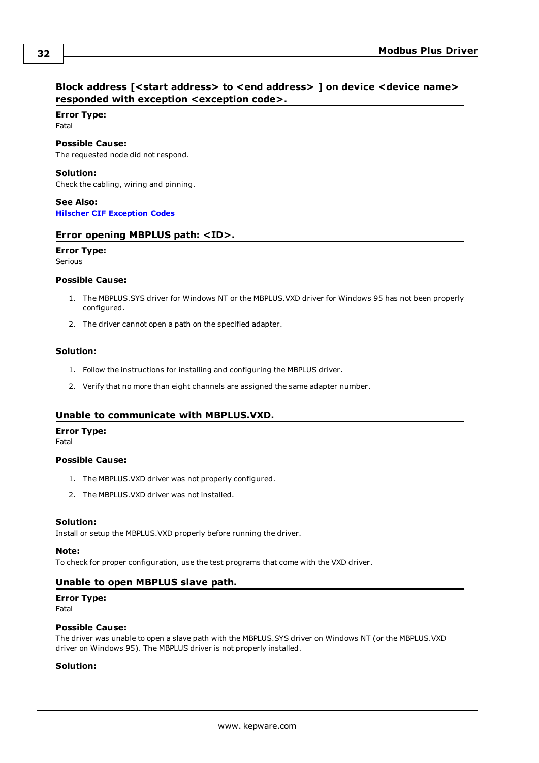### Block address [<start address> to <end address> ] on device <device name> responded with exception <exception code>.

**Error Type:**
Fatal

**Possible Cause:**
The requested node did not respond.

**Solution:**
Check the cabling, wiring and pinning.

**See Also:**
Hilscher CIF Exception Codes

### Error opening MBPLUS path: <ID>.

**Error Type:**
Serious

**Possible Cause:**

1. The MBPLUS.SYS driver for Windows NT or the MBPLUS.VXD driver for Windows 95 has not been properly configured.
2. The driver cannot open a path on the specified adapter.

**Solution:**

1. Follow the instructions for installing and configuring the MBPLUS driver.
2. Verify that no more than eight channels are assigned the same adapter number.

### Unable to communicate with MBPLUS.VXD.

**Error Type:**
Fatal

**Possible Cause:**

1. The MBPLUS.VXD driver was not properly configured.
2. The MBPLUS.VXD driver was not installed.

**Solution:**
Install or setup the MBPLUS.VXD properly before running the driver.

**Note:**
To check for proper configuration, use the test programs that come with the VXD driver.

### Unable to open MBPLUS slave path.

**Error Type:**
Fatal

**Possible Cause:**
The driver was unable to open a slave path with the MBPLUS.SYS driver on Windows NT (or the MBPLUS.VXD driver on Windows 95). The MBPLUS driver is not properly installed.

**Solution:**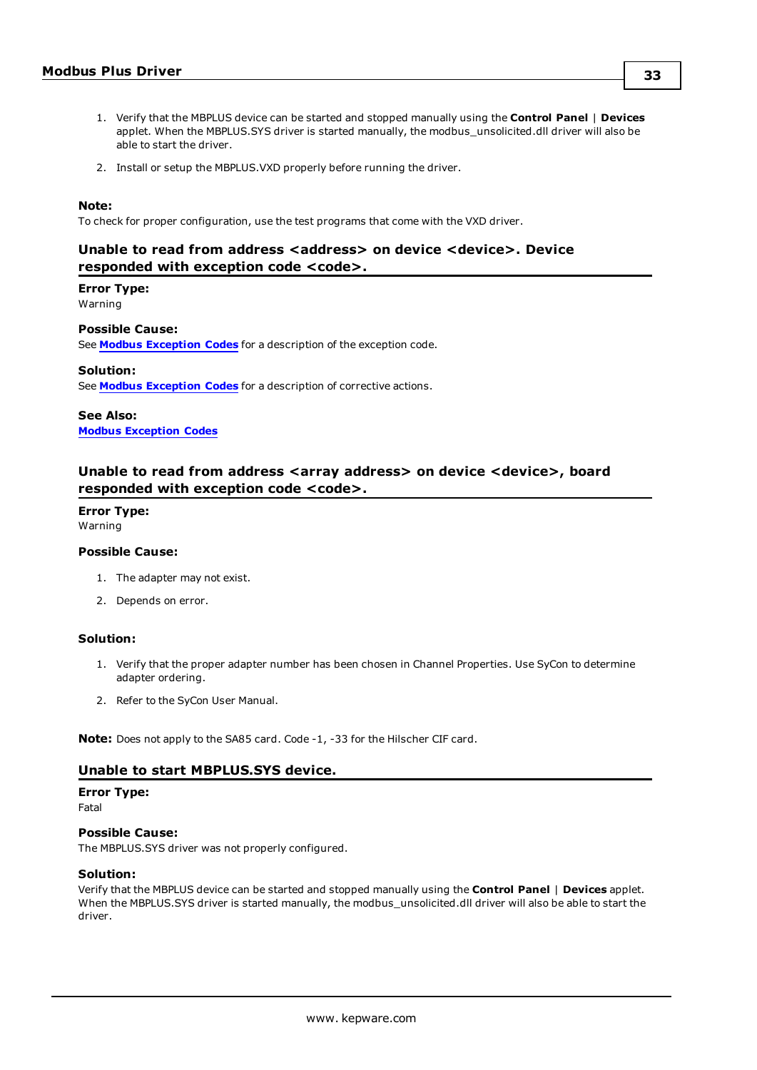1. Verify that the MBPLUS device can be started and stopped manually using the **Control Panel** | **Devices** applet. When the MBPLUS.SYS driver is started manually, the modbus_unsolicited.dll driver will also be able to start the driver.
2. Install or setup the MBPLUS.VXD properly before running the driver.

**Note:**
To check for proper configuration, use the test programs that come with the VXD driver.

### Unable to read from address <address> on device <device>. Device responded with exception code <code>.

**Error Type:**
Warning

**Possible Cause:**
See **Modbus Exception Codes** for a description of the exception code.

**Solution:**
See **Modbus Exception Codes** for a description of corrective actions.

**See Also:**
**Modbus Exception Codes**

### Unable to read from address <array address> on device <device>, board responded with exception code <code>.

**Error Type:**
Warning

**Possible Cause:**

1. The adapter may not exist.
2. Depends on error.

**Solution:**

1. Verify that the proper adapter number has been chosen in Channel Properties. Use SyCon to determine adapter ordering.
2. Refer to the SyCon User Manual.

**Note:** Does not apply to the SA85 card. Code -1, -33 for the Hilscher CIF card.

### Unable to start MBPLUS.SYS device.

**Error Type:**
Fatal

**Possible Cause:**
The MBPLUS.SYS driver was not properly configured.

**Solution:**
Verify that the MBPLUS device can be started and stopped manually using the **Control Panel** | **Devices** applet. When the MBPLUS.SYS driver is started manually, the modbus_unsolicited.dll driver will also be able to start the driver.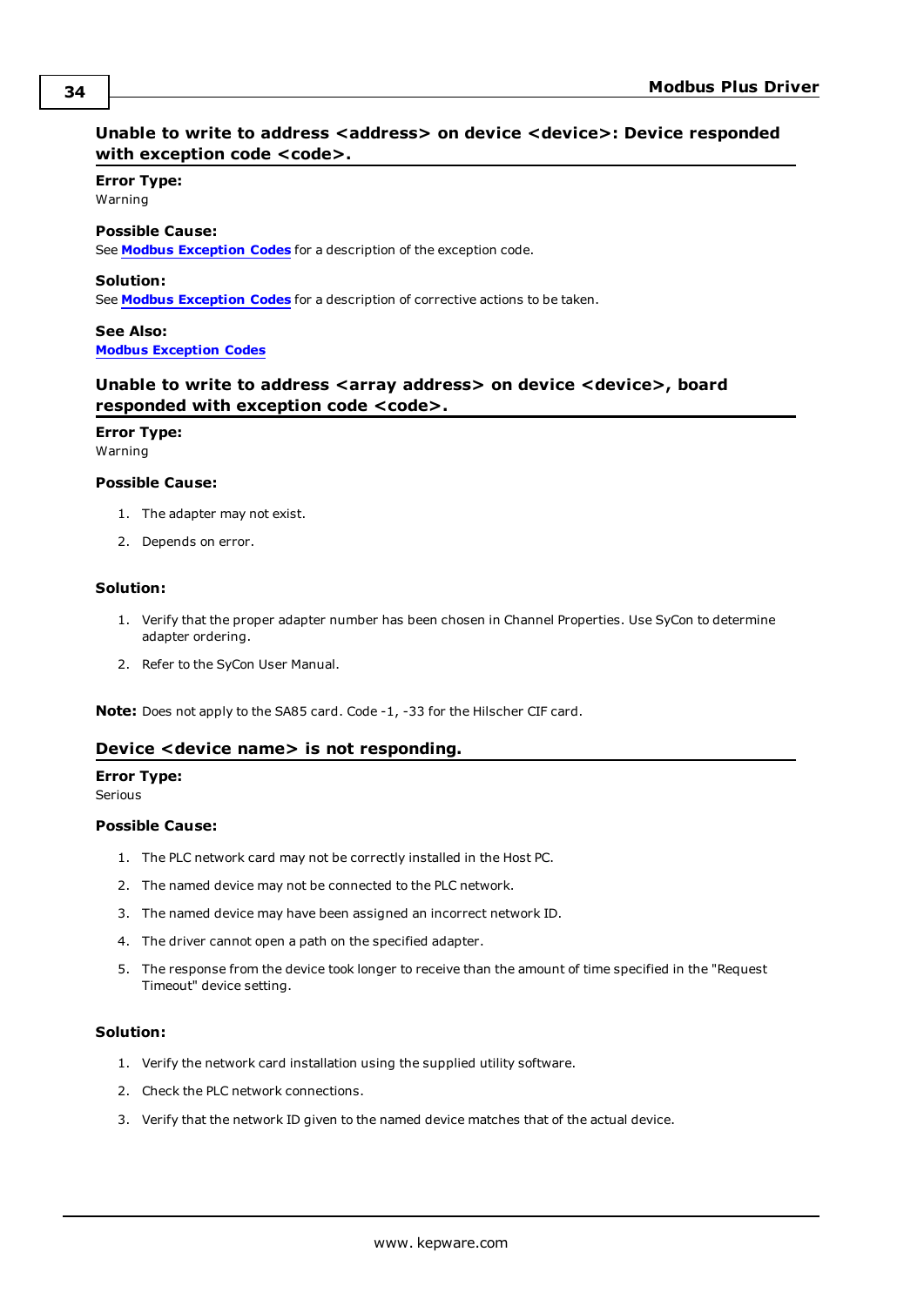### Unable to write to address <address> on device <device>: Device responded with exception code <code>.

**Error Type:**
Warning

**Possible Cause:**
See **Modbus Exception Codes** for a description of the exception code.

**Solution:**
See **Modbus Exception Codes** for a description of corrective actions to be taken.

**See Also:**
**Modbus Exception Codes**

### Unable to write to address <array address> on device <device>, board responded with exception code <code>.

**Error Type:**
Warning

**Possible Cause:**

1. The adapter may not exist.
2. Depends on error.

**Solution:**

1. Verify that the proper adapter number has been chosen in Channel Properties. Use SyCon to determine adapter ordering.
2. Refer to the SyCon User Manual.

**Note:** Does not apply to the SA85 card. Code -1, -33 for the Hilscher CIF card.

### Device <device name> is not responding.

**Error Type:**
Serious

**Possible Cause:**

1. The PLC network card may not be correctly installed in the Host PC.
2. The named device may not be connected to the PLC network.
3. The named device may have been assigned an incorrect network ID.
4. The driver cannot open a path on the specified adapter.
5. The response from the device took longer to receive than the amount of time specified in the "Request Timeout" device setting.

**Solution:**

1. Verify the network card installation using the supplied utility software.
2. Check the PLC network connections.
3. Verify that the network ID given to the named device matches that of the actual device.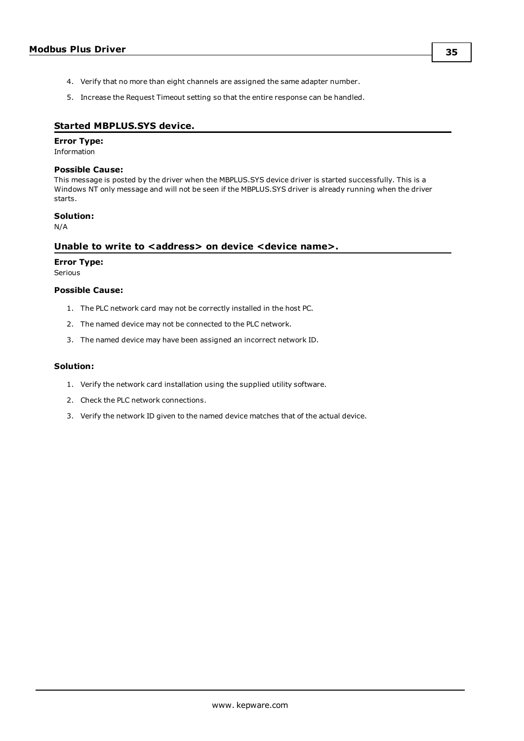4. Verify that no more than eight channels are assigned the same adapter number.
5. Increase the Request Timeout setting so that the entire response can be handled.

## Started MBPLUS.SYS device.

**Error Type:**
Information

**Possible Cause:**
This message is posted by the driver when the MBPLUS.SYS device driver is started successfully. This is a Windows NT only message and will not be seen if the MBPLUS.SYS driver is already running when the driver starts.

**Solution:**
N/A

## Unable to write to <address> on device <device name>.

**Error Type:**
Serious

**Possible Cause:**

1. The PLC network card may not be correctly installed in the host PC.
2. The named device may not be connected to the PLC network.
3. The named device may have been assigned an incorrect network ID.

**Solution:**

1. Verify the network card installation using the supplied utility software.
2. Check the PLC network connections.
3. Verify the network ID given to the named device matches that of the actual device.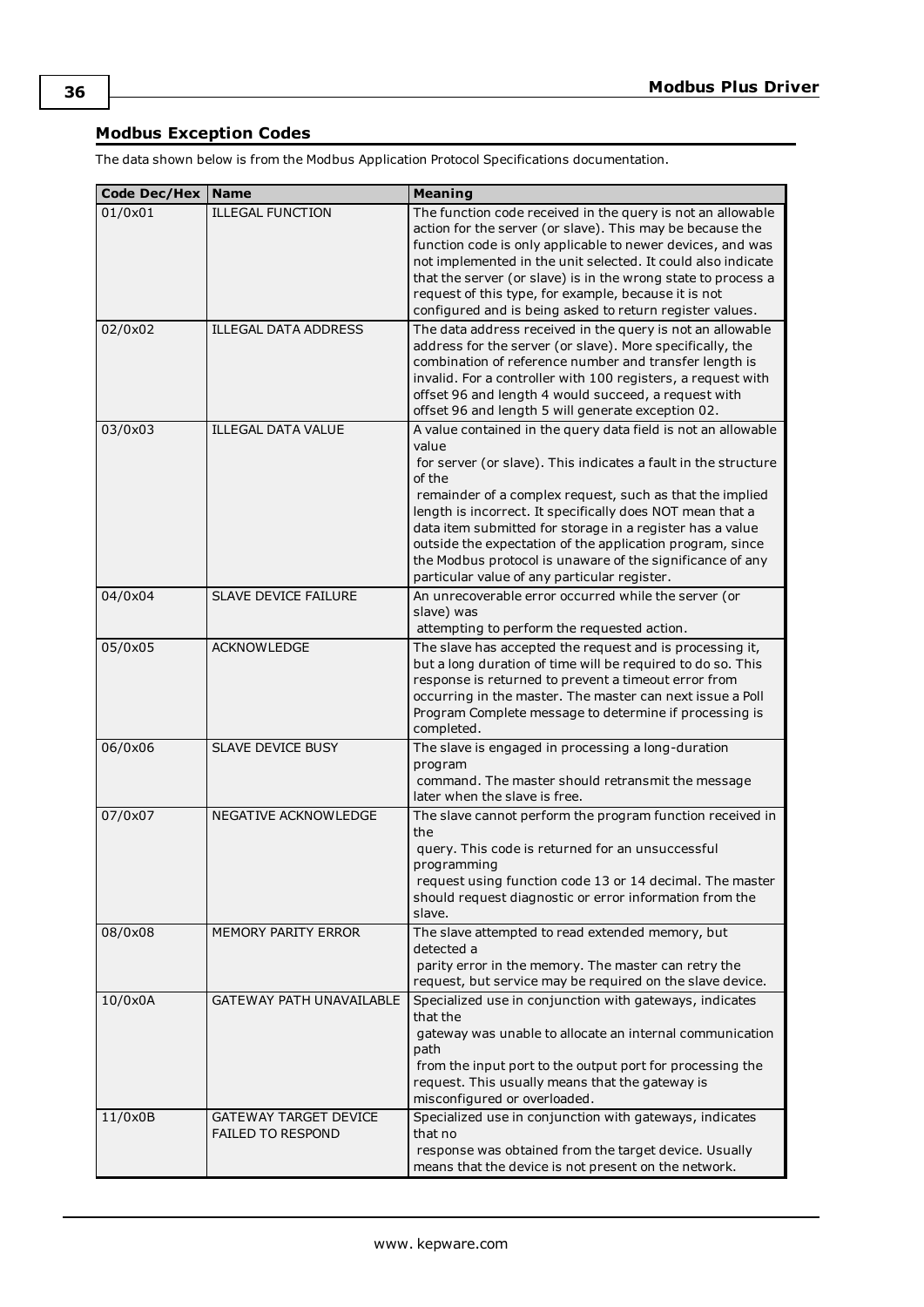## Modbus Exception Codes

The data shown below is from the Modbus Application Protocol Specifications documentation.

| Code Dec/Hex | Name | Meaning |
|---|---|---|
| 01/0x01 | ILLEGAL FUNCTION | The function code received in the query is not an allowable action for the server (or slave). This may be because the function code is only applicable to newer devices, and was not implemented in the unit selected. It could also indicate that the server (or slave) is in the wrong state to process a request of this type, for example, because it is not configured and is being asked to return register values. |
| 02/0x02 | ILLEGAL DATA ADDRESS | The data address received in the query is not an allowable address for the server (or slave). More specifically, the combination of reference number and transfer length is invalid. For a controller with 100 registers, a request with offset 96 and length 4 would succeed, a request with offset 96 and length 5 will generate exception 02. |
| 03/0x03 | ILLEGAL DATA VALUE | A value contained in the query data field is not an allowable value for server (or slave). This indicates a fault in the structure of the remainder of a complex request, such as that the implied length is incorrect. It specifically does NOT mean that a data item submitted for storage in a register has a value outside the expectation of the application program, since the Modbus protocol is unaware of the significance of any particular value of any particular register. |
| 04/0x04 | SLAVE DEVICE FAILURE | An unrecoverable error occurred while the server (or slave) was attempting to perform the requested action. |
| 05/0x05 | ACKNOWLEDGE | The slave has accepted the request and is processing it, but a long duration of time will be required to do so. This response is returned to prevent a timeout error from occurring in the master. The master can next issue a Poll Program Complete message to determine if processing is completed. |
| 06/0x06 | SLAVE DEVICE BUSY | The slave is engaged in processing a long-duration program command. The master should retransmit the message later when the slave is free. |
| 07/0x07 | NEGATIVE ACKNOWLEDGE | The slave cannot perform the program function received in the query. This code is returned for an unsuccessful programming request using function code 13 or 14 decimal. The master should request diagnostic or error information from the slave. |
| 08/0x08 | MEMORY PARITY ERROR | The slave attempted to read extended memory, but detected a parity error in the memory. The master can retry the request, but service may be required on the slave device. |
| 10/0x0A | GATEWAY PATH UNAVAILABLE | Specialized use in conjunction with gateways, indicates that the gateway was unable to allocate an internal communication path from the input port to the output port for processing the request. This usually means that the gateway is misconfigured or overloaded. |
| 11/0x0B | GATEWAY TARGET DEVICE FAILED TO RESPOND | Specialized use in conjunction with gateways, indicates that no response was obtained from the target device. Usually means that the device is not present on the network. |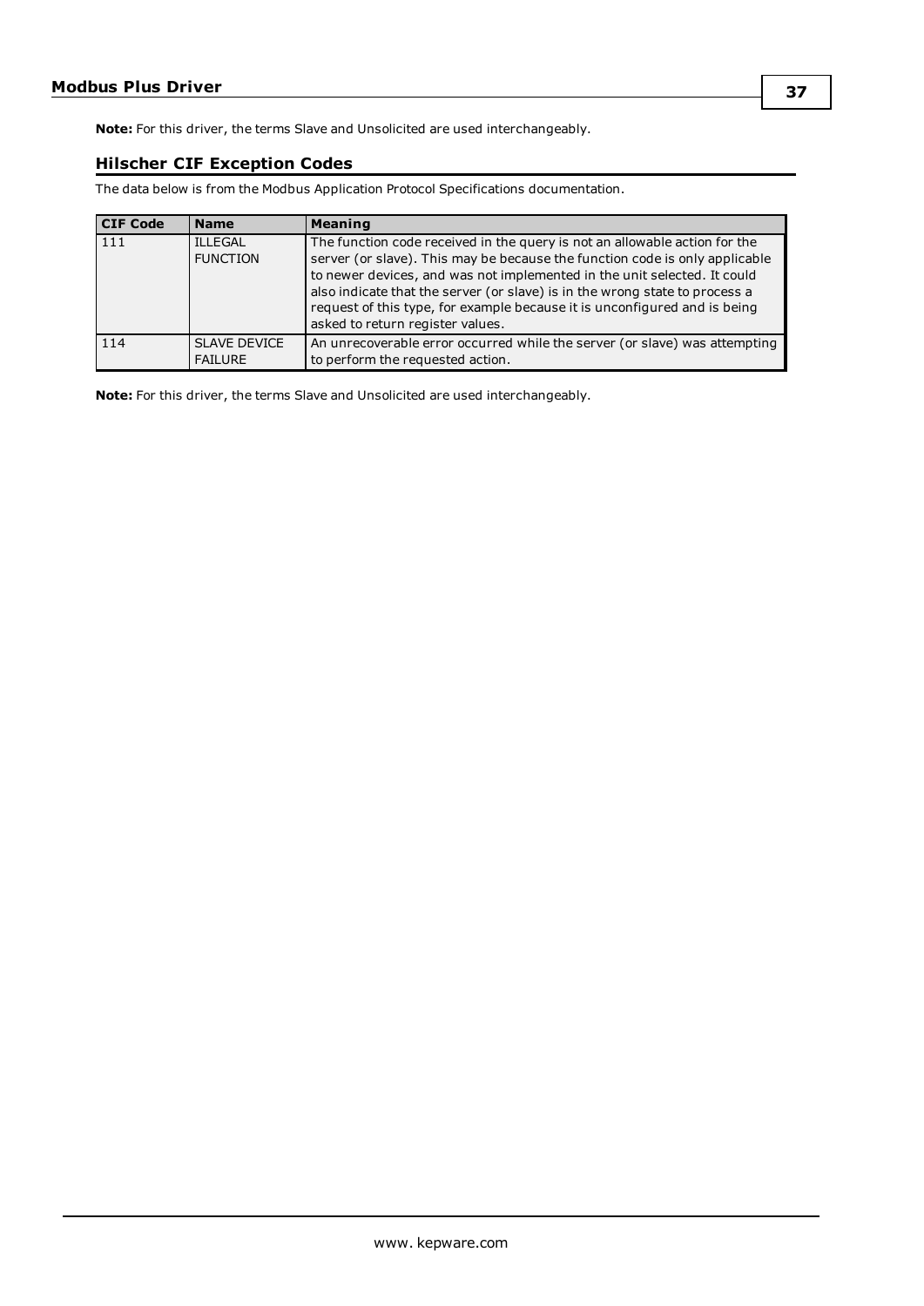**Note:** For this driver, the terms Slave and Unsolicited are used interchangeably.

### Hilscher CIF Exception Codes

The data below is from the Modbus Application Protocol Specifications documentation.

| CIF Code | Name | Meaning |
|---|---|---|
| 111 | ILLEGAL FUNCTION | The function code received in the query is not an allowable action for the server (or slave). This may be because the function code is only applicable to newer devices, and was not implemented in the unit selected. It could also indicate that the server (or slave) is in the wrong state to process a request of this type, for example because it is unconfigured and is being asked to return register values. |
| 114 | SLAVE DEVICE FAILURE | An unrecoverable error occurred while the server (or slave) was attempting to perform the requested action. |

**Note:** For this driver, the terms Slave and Unsolicited are used interchangeably.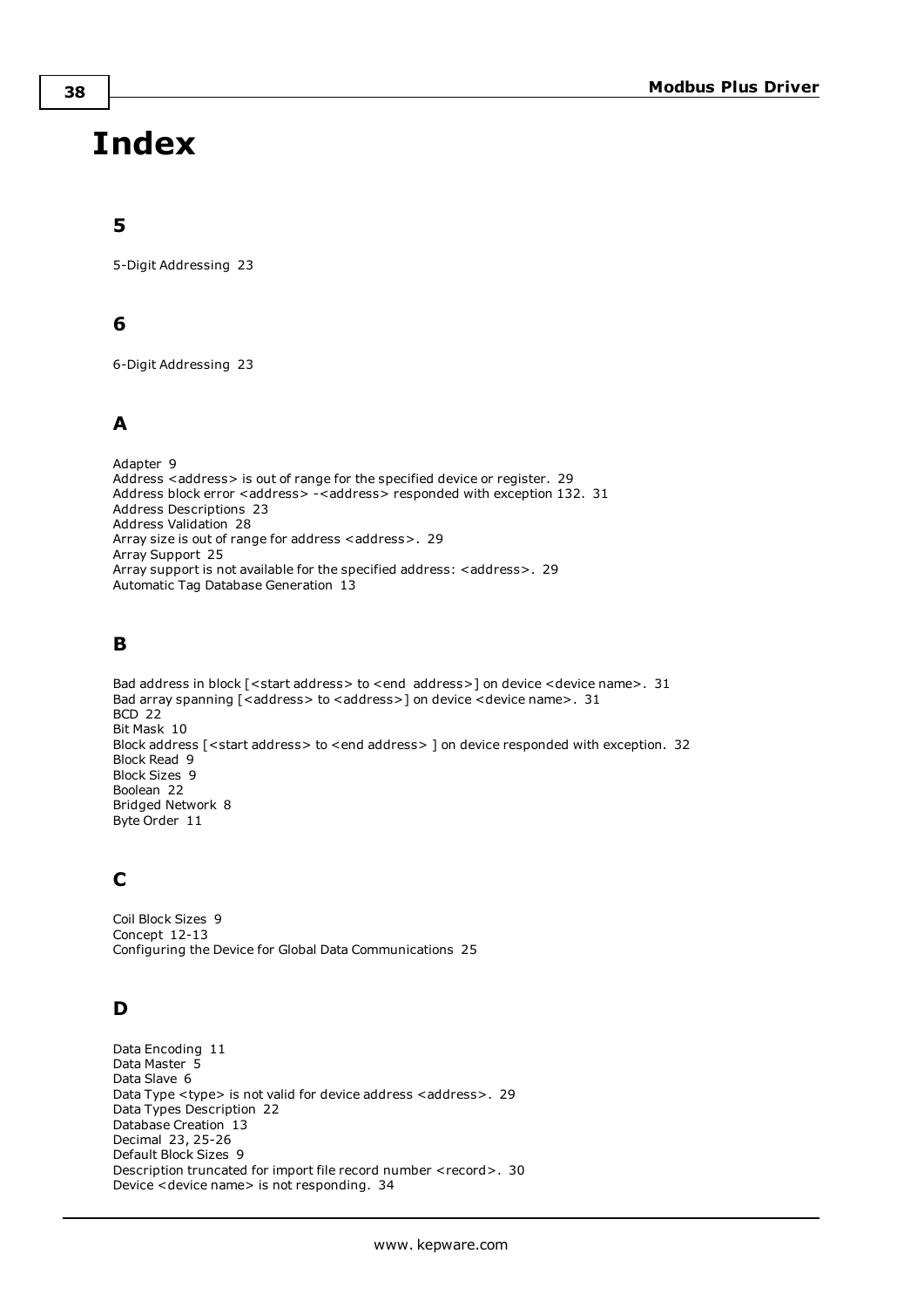# Index

## 5

5-Digit Addressing 23

## 6

6-Digit Addressing 23

## A

Adapter 9
Address <address> is out of range for the specified device or register. 29
Address block error <address> -<address> responded with exception 132. 31
Address Descriptions 23
Address Validation 28
Array size is out of range for address <address>. 29
Array Support 25
Array support is not available for the specified address: <address>. 29
Automatic Tag Database Generation 13

## B

Bad address in block [<start address> to <end address>] on device <device name>. 31
Bad array spanning [<address> to <address>] on device <device name>. 31
BCD 22
Bit Mask 10
Block address [<start address> to <end address> ] on device responded with exception. 32
Block Read 9
Block Sizes 9
Boolean 22
Bridged Network 8
Byte Order 11

## C

Coil Block Sizes 9
Concept 12-13
Configuring the Device for Global Data Communications 25

## D

Data Encoding 11
Data Master 5
Data Slave 6
Data Type <type> is not valid for device address <address>. 29
Data Types Description 22
Database Creation 13
Decimal 23, 25-26
Default Block Sizes 9
Description truncated for import file record number <record>. 30
Device <device name> is not responding. 34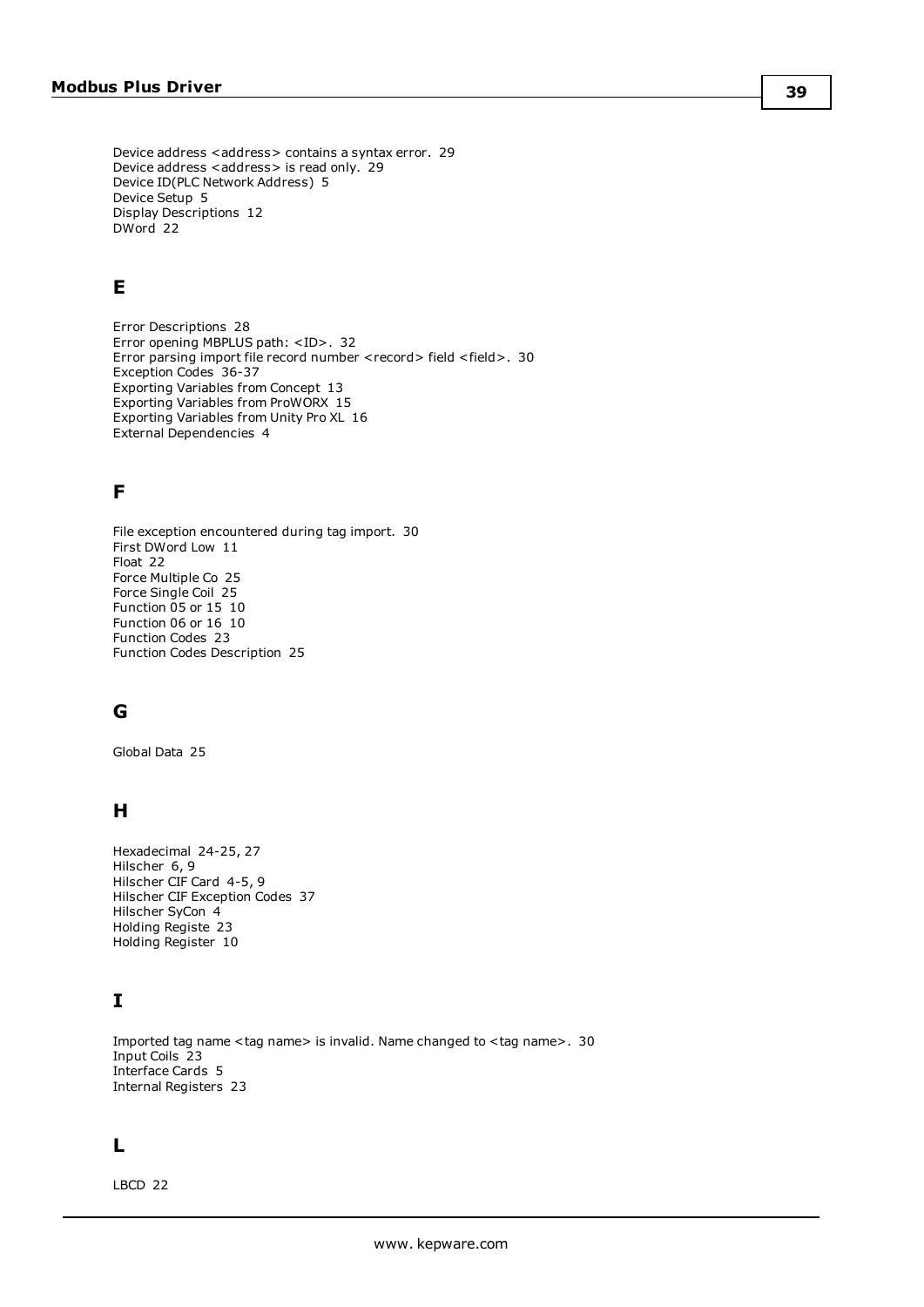Device address <address> contains a syntax error. 29
Device address <address> is read only. 29
Device ID(PLC Network Address) 5
Device Setup 5
Display Descriptions 12
DWord 22

## E

Error Descriptions 28
Error opening MBPLUS path: <ID>. 32
Error parsing import file record number <record> field <field>. 30
Exception Codes 36-37
Exporting Variables from Concept 13
Exporting Variables from ProWORX 15
Exporting Variables from Unity Pro XL 16
External Dependencies 4

## F

File exception encountered during tag import. 30
First DWord Low 11
Float 22
Force Multiple Co 25
Force Single Coil 25
Function 05 or 15 10
Function 06 or 16 10
Function Codes 23
Function Codes Description 25

## G

Global Data 25

## H

Hexadecimal 24-25, 27
Hilscher 6, 9
Hilscher CIF Card 4-5, 9
Hilscher CIF Exception Codes 37
Hilscher SyCon 4
Holding Registe 23
Holding Register 10

## I

Imported tag name <tag name> is invalid. Name changed to <tag name>. 30
Input Coils 23
Interface Cards 5
Internal Registers 23

## L

LBCD 22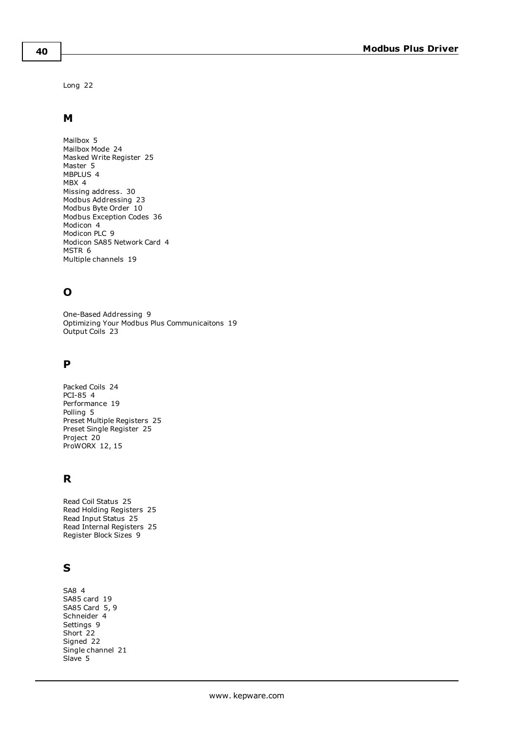Long 22

## M

Mailbox 5
Mailbox Mode 24
Masked Write Register 25
Master 5
MBPLUS 4
MBX 4
Missing address. 30
Modbus Addressing 23
Modbus Byte Order 10
Modbus Exception Codes 36
Modicon 4
Modicon PLC 9
Modicon SA85 Network Card 4
MSTR 6
Multiple channels 19

## O

One-Based Addressing 9
Optimizing Your Modbus Plus Communicaitons 19
Output Coils 23

## P

Packed Coils 24
PCI-85 4
Performance 19
Polling 5
Preset Multiple Registers 25
Preset Single Register 25
Project 20
ProWORX 12, 15

## R

Read Coil Status 25
Read Holding Registers 25
Read Input Status 25
Read Internal Registers 25
Register Block Sizes 9

## S

SA8 4
SA85 card 19
SA85 Card 5, 9
Schneider 4
Settings 9
Short 22
Signed 22
Single channel 21
Slave 5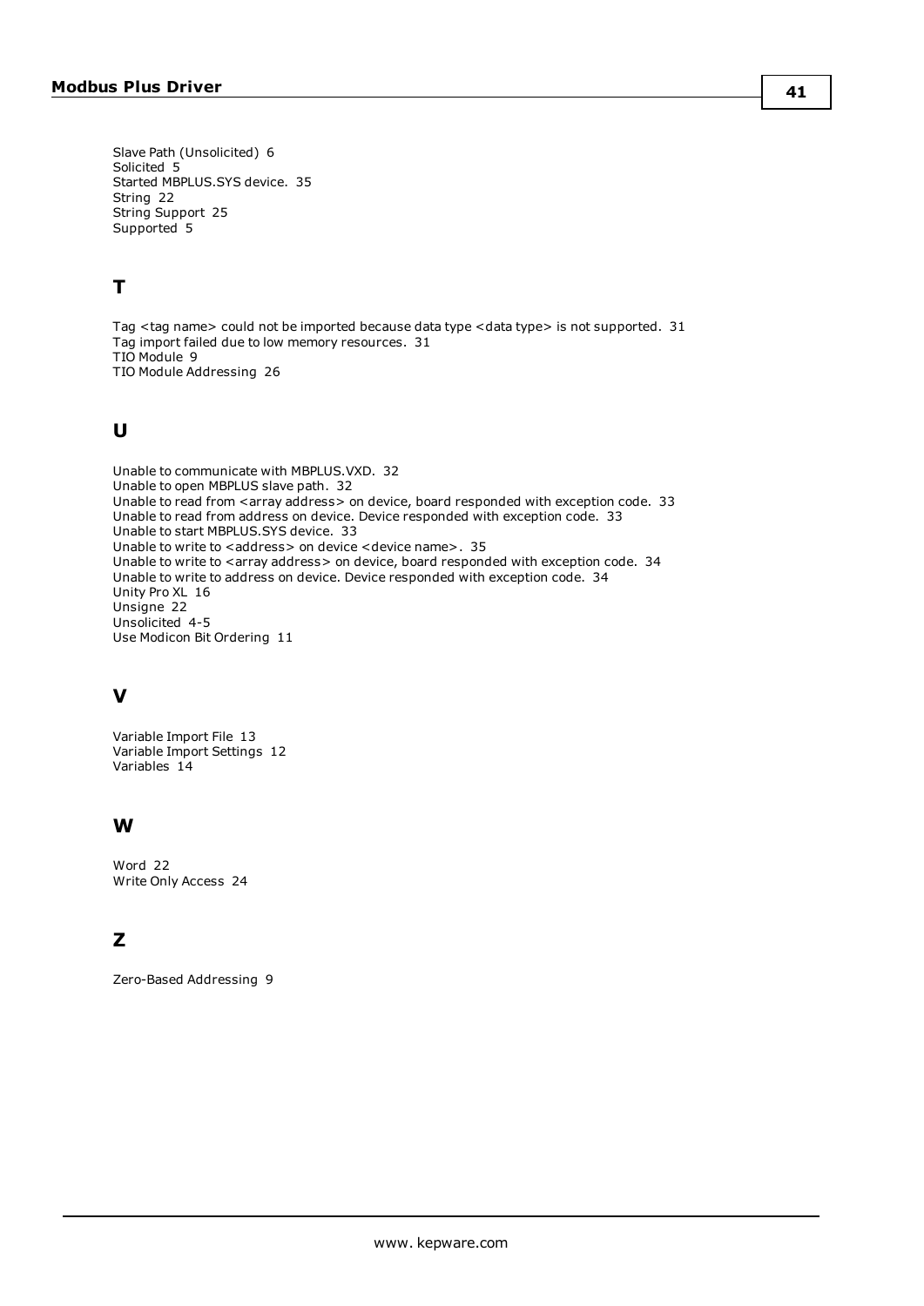Slave Path (Unsolicited) 6
Solicited 5
Started MBPLUS.SYS device. 35
String 22
String Support 25
Supported 5

## T

Tag <tag name> could not be imported because data type <data type> is not supported. 31
Tag import failed due to low memory resources. 31
TIO Module 9
TIO Module Addressing 26

## U

Unable to communicate with MBPLUS.VXD. 32
Unable to open MBPLUS slave path. 32
Unable to read from <array address> on device, board responded with exception code. 33
Unable to read from address on device. Device responded with exception code. 33
Unable to start MBPLUS.SYS device. 33
Unable to write to <address> on device <device name>. 35
Unable to write to <array address> on device, board responded with exception code. 34
Unable to write to address on device. Device responded with exception code. 34
Unity Pro XL 16
Unsigne 22
Unsolicited 4-5
Use Modicon Bit Ordering 11

## V

Variable Import File 13
Variable Import Settings 12
Variables 14

## W

Word 22
Write Only Access 24

## Z

Zero-Based Addressing 9